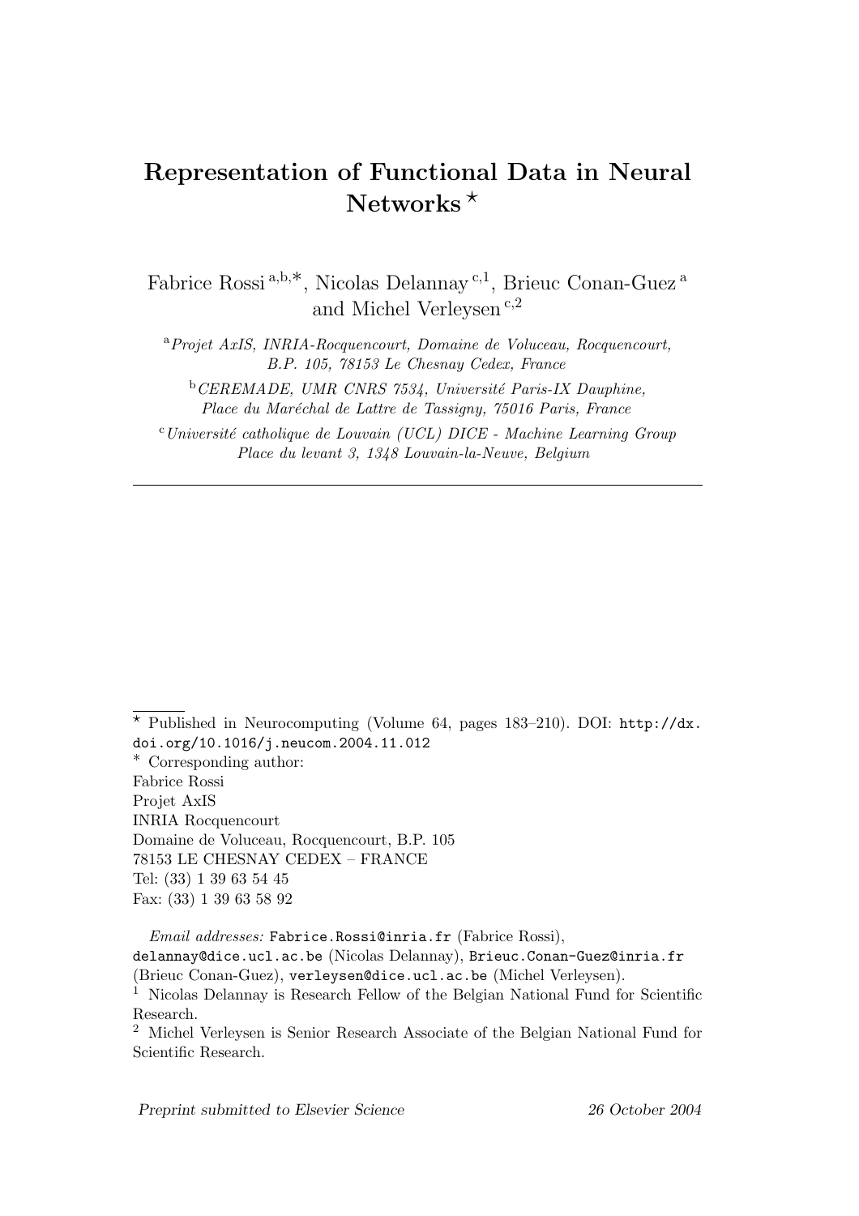# Representation of Functional Data in Neural Networks [⋆]

Fabrice Rossi [a,b,∗], Nicolas Delannay [c,1], Brieuc Conan-Guez [a] and Michel Verleysen [c,2]

[a] *Projet AxIS, INRIA-Rocquencourt, Domaine de Voluceau, Rocquencourt, B.P. 105, 78153 Le Chesnay Cedex, France*

[b] *CEREMADE, UMR CNRS 7534, Université Paris-IX Dauphine, Place du Maréchal de Lattre de Tassigny, 75016 Paris, France*

[c] *Université catholique de Louvain (UCL) DICE - Machine Learning Group Place du levant 3, 1348 Louvain-la-Neuve, Belgium*

---

⋆ Published in Neurocomputing (Volume 64, pages 183–210). DOI: http://dx.doi.org/10.1016/j.neucom.2004.11.012

∗ Corresponding author:
Fabrice Rossi
Projet AxIS
INRIA Rocquencourt
Domaine de Voluceau, Rocquencourt, B.P. 105
78153 LE CHESNAY CEDEX – FRANCE
Tel: (33) 1 39 63 54 45
Fax: (33) 1 39 63 58 92

*Email addresses:* Fabrice.Rossi@inria.fr (Fabrice Rossi), delannay@dice.ucl.ac.be (Nicolas Delannay), Brieuc.Conan-Guez@inria.fr (Brieuc Conan-Guez), verleysen@dice.ucl.ac.be (Michel Verleysen).

[1] Nicolas Delannay is Research Fellow of the Belgian National Fund for Scientific Research.

[2] Michel Verleysen is Senior Research Associate of the Belgian National Fund for Scientific Research.

*Preprint submitted to Elsevier Science* *26 October 2004*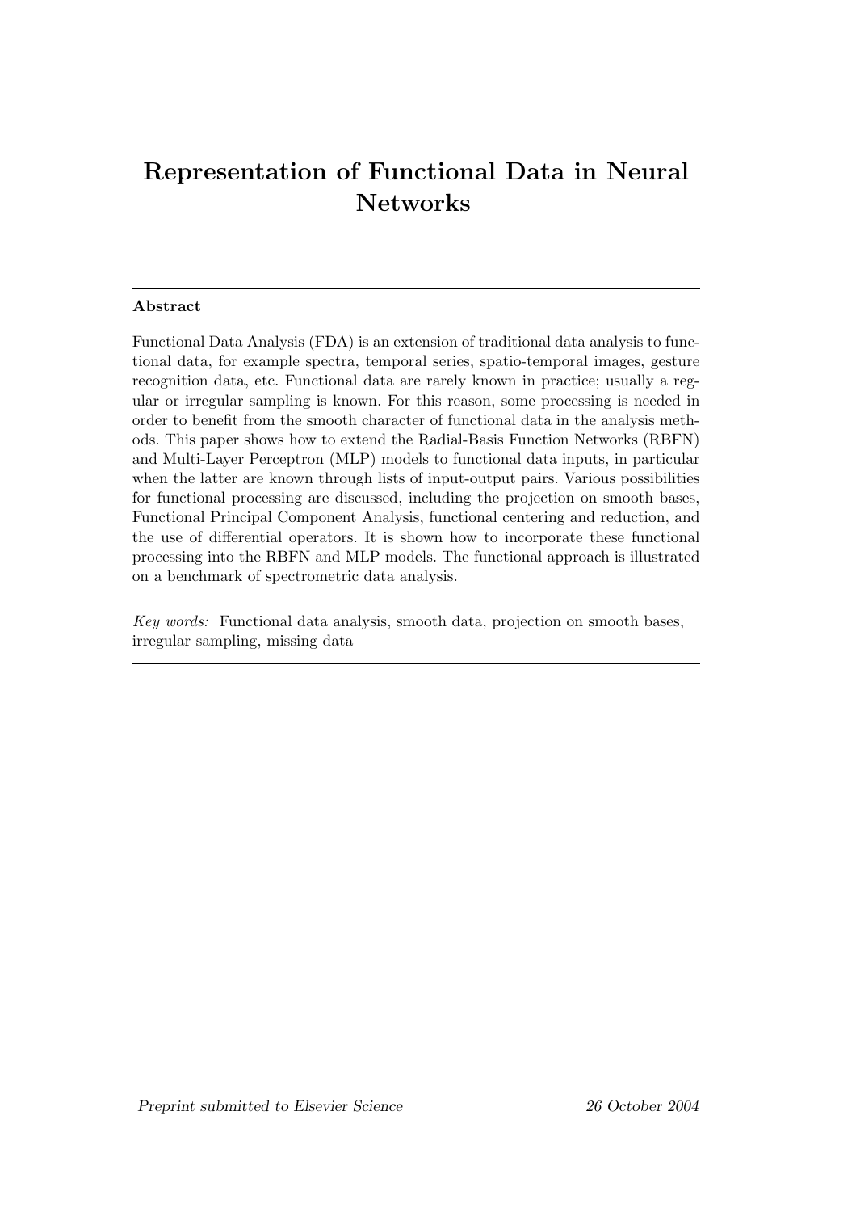# Representation of Functional Data in Neural Networks

**Abstract**

Functional Data Analysis (FDA) is an extension of traditional data analysis to functional data, for example spectra, temporal series, spatio-temporal images, gesture recognition data, etc. Functional data are rarely known in practice; usually a regular or irregular sampling is known. For this reason, some processing is needed in order to benefit from the smooth character of functional data in the analysis methods. This paper shows how to extend the Radial-Basis Function Networks (RBFN) and Multi-Layer Perceptron (MLP) models to functional data inputs, in particular when the latter are known through lists of input-output pairs. Various possibilities for functional processing are discussed, including the projection on smooth bases, Functional Principal Component Analysis, functional centering and reduction, and the use of differential operators. It is shown how to incorporate these functional processing into the RBFN and MLP models. The functional approach is illustrated on a benchmark of spectrometric data analysis.

*Key words:* Functional data analysis, smooth data, projection on smooth bases, irregular sampling, missing data

*Preprint submitted to Elsevier Science* *26 October 2004*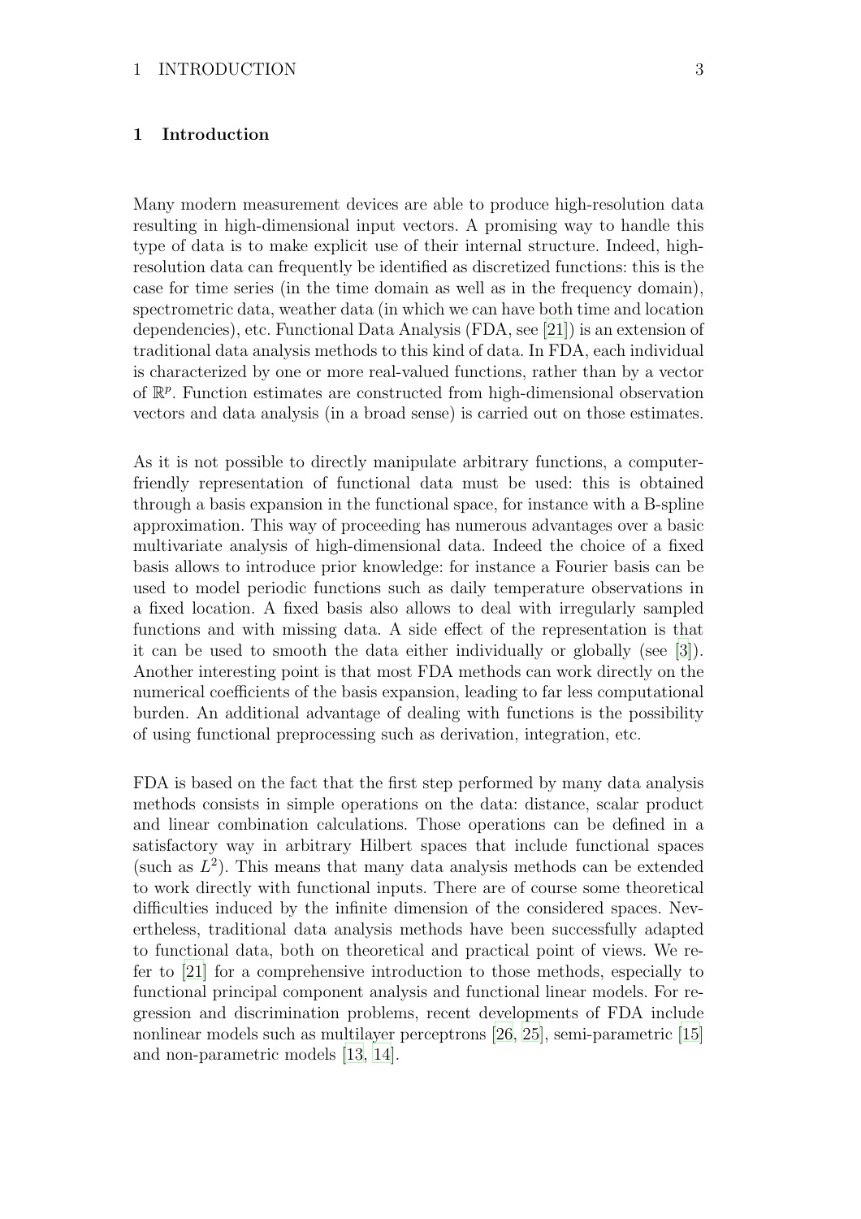# 1 Introduction

Many modern measurement devices are able to produce high-resolution data resulting in high-dimensional input vectors. A promising way to handle this type of data is to make explicit use of their internal structure. Indeed, high-resolution data can frequently be identified as discretized functions: this is the case for time series (in the time domain as well as in the frequency domain), spectrometric data, weather data (in which we can have both time and location dependencies), etc. Functional Data Analysis (FDA, see [21]) is an extension of traditional data analysis methods to this kind of data. In FDA, each individual is characterized by one or more real-valued functions, rather than by a vector of $\mathbb{R}^p$. Function estimates are constructed from high-dimensional observation vectors and data analysis (in a broad sense) is carried out on those estimates.

As it is not possible to directly manipulate arbitrary functions, a computer-friendly representation of functional data must be used: this is obtained through a basis expansion in the functional space, for instance with a B-spline approximation. This way of proceeding has numerous advantages over a basic multivariate analysis of high-dimensional data. Indeed the choice of a fixed basis allows to introduce prior knowledge: for instance a Fourier basis can be used to model periodic functions such as daily temperature observations in a fixed location. A fixed basis also allows to deal with irregularly sampled functions and with missing data. A side effect of the representation is that it can be used to smooth the data either individually or globally (see [3]). Another interesting point is that most FDA methods can work directly on the numerical coefficients of the basis expansion, leading to far less computational burden. An additional advantage of dealing with functions is the possibility of using functional preprocessing such as derivation, integration, etc.

FDA is based on the fact that the first step performed by many data analysis methods consists in simple operations on the data: distance, scalar product and linear combination calculations. Those operations can be defined in a satisfactory way in arbitrary Hilbert spaces that include functional spaces (such as $L^2$). This means that many data analysis methods can be extended to work directly with functional inputs. There are of course some theoretical difficulties induced by the infinite dimension of the considered spaces. Nevertheless, traditional data analysis methods have been successfully adapted to functional data, both on theoretical and practical point of views. We refer to [21] for a comprehensive introduction to those methods, especially to functional principal component analysis and functional linear models. For regression and discrimination problems, recent developments of FDA include nonlinear models such as multilayer perceptrons [26, 25], semi-parametric [15] and non-parametric models [13, 14].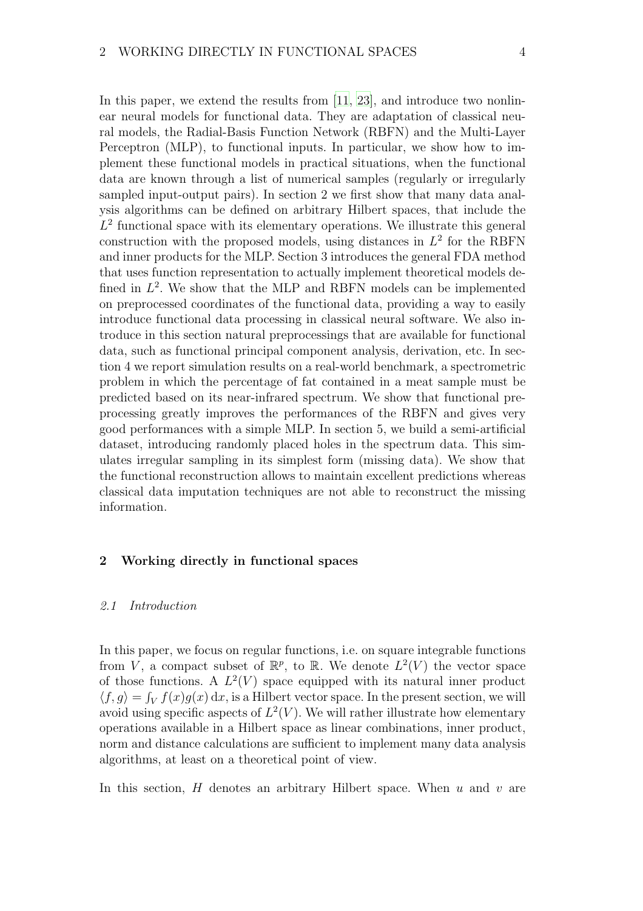In this paper, we extend the results from [11, 23], and introduce two nonlinear neural models for functional data. They are adaptation of classical neural models, the Radial-Basis Function Network (RBFN) and the Multi-Layer Perceptron (MLP), to functional inputs. In particular, we show how to implement these functional models in practical situations, when the functional data are known through a list of numerical samples (regularly or irregularly sampled input-output pairs). In section 2 we first show that many data analysis algorithms can be defined on arbitrary Hilbert spaces, that include the $L^2$ functional space with its elementary operations. We illustrate this general construction with the proposed models, using distances in $L^2$ for the RBFN and inner products for the MLP. Section 3 introduces the general FDA method that uses function representation to actually implement theoretical models defined in $L^2$. We show that the MLP and RBFN models can be implemented on preprocessed coordinates of the functional data, providing a way to easily introduce functional data processing in classical neural software. We also introduce in this section natural preprocessings that are available for functional data, such as functional principal component analysis, derivation, etc. In section 4 we report simulation results on a real-world benchmark, a spectrometric problem in which the percentage of fat contained in a meat sample must be predicted based on its near-infrared spectrum. We show that functional preprocessing greatly improves the performances of the RBFN and gives very good performances with a simple MLP. In section 5, we build a semi-artificial dataset, introducing randomly placed holes in the spectrum data. This simulates irregular sampling in its simplest form (missing data). We show that the functional reconstruction allows to maintain excellent predictions whereas classical data imputation techniques are not able to reconstruct the missing information.

## 2 Working directly in functional spaces

### 2.1 Introduction

In this paper, we focus on regular functions, i.e. on square integrable functions from $V$, a compact subset of $\mathbb{R}^p$, to $\mathbb{R}$. We denote $L^2(V)$ the vector space of those functions. A $L^2(V)$ space equipped with its natural inner product $\langle f, g\rangle = \int_V f(x)g(x)\,\mathrm{d}x$, is a Hilbert vector space. In the present section, we will avoid using specific aspects of $L^2(V)$. We will rather illustrate how elementary operations available in a Hilbert space as linear combinations, inner product, norm and distance calculations are sufficient to implement many data analysis algorithms, at least on a theoretical point of view.

In this section, $H$ denotes an arbitrary Hilbert space. When $u$ and $v$ are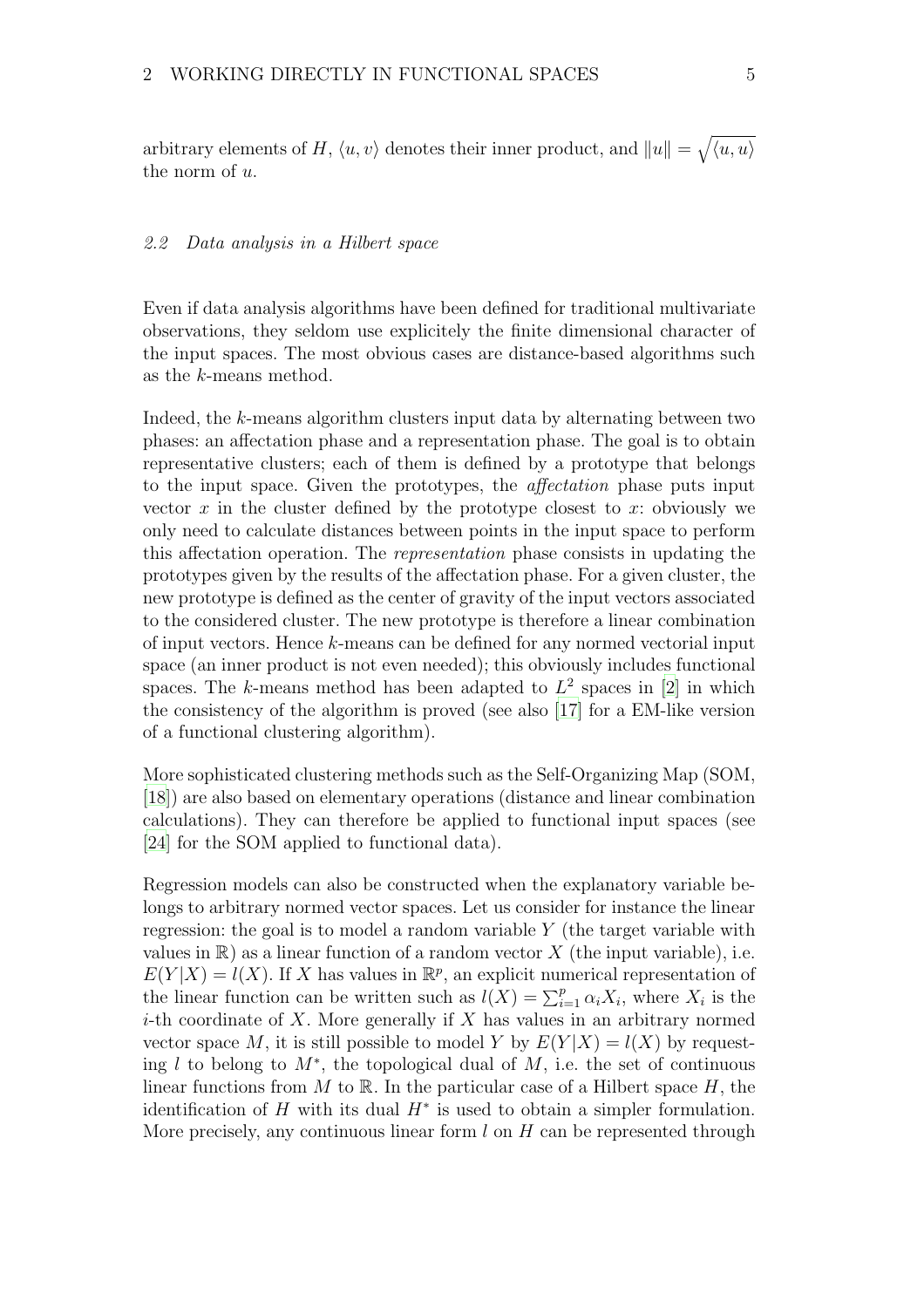arbitrary elements of $H$, $\langle u, v \rangle$ denotes their inner product, and $\|u\| = \sqrt{\langle u, u \rangle}$ the norm of $u$.

### *2.2 Data analysis in a Hilbert space*

Even if data analysis algorithms have been defined for traditional multivariate observations, they seldom use explicitely the finite dimensional character of the input spaces. The most obvious cases are distance-based algorithms such as the $k$-means method.

Indeed, the $k$-means algorithm clusters input data by alternating between two phases: an affectation phase and a representation phase. The goal is to obtain representative clusters; each of them is defined by a prototype that belongs to the input space. Given the prototypes, the *affectation* phase puts input vector $x$ in the cluster defined by the prototype closest to $x$: obviously we only need to calculate distances between points in the input space to perform this affectation operation. The *representation* phase consists in updating the prototypes given by the results of the affectation phase. For a given cluster, the new prototype is defined as the center of gravity of the input vectors associated to the considered cluster. The new prototype is therefore a linear combination of input vectors. Hence $k$-means can be defined for any normed vectorial input space (an inner product is not even needed); this obviously includes functional spaces. The $k$-means method has been adapted to $L^2$ spaces in [2] in which the consistency of the algorithm is proved (see also [17] for a EM-like version of a functional clustering algorithm).

More sophisticated clustering methods such as the Self-Organizing Map (SOM, [18]) are also based on elementary operations (distance and linear combination calculations). They can therefore be applied to functional input spaces (see [24] for the SOM applied to functional data).

Regression models can also be constructed when the explanatory variable belongs to arbitrary normed vector spaces. Let us consider for instance the linear regression: the goal is to model a random variable $Y$ (the target variable with values in $\mathbb{R}$) as a linear function of a random vector $X$ (the input variable), i.e. $E(Y|X) = l(X)$. If $X$ has values in $\mathbb{R}^p$, an explicit numerical representation of the linear function can be written such as $l(X) = \sum_{i=1}^{p} \alpha_i X_i$, where $X_i$ is the $i$-th coordinate of $X$. More generally if $X$ has values in an arbitrary normed vector space $M$, it is still possible to model $Y$ by $E(Y|X) = l(X)$ by requesting $l$ to belong to $M^*$, the topological dual of $M$, i.e. the set of continuous linear functions from $M$ to $\mathbb{R}$. In the particular case of a Hilbert space $H$, the identification of $H$ with its dual $H^*$ is used to obtain a simpler formulation. More precisely, any continuous linear form $l$ on $H$ can be represented through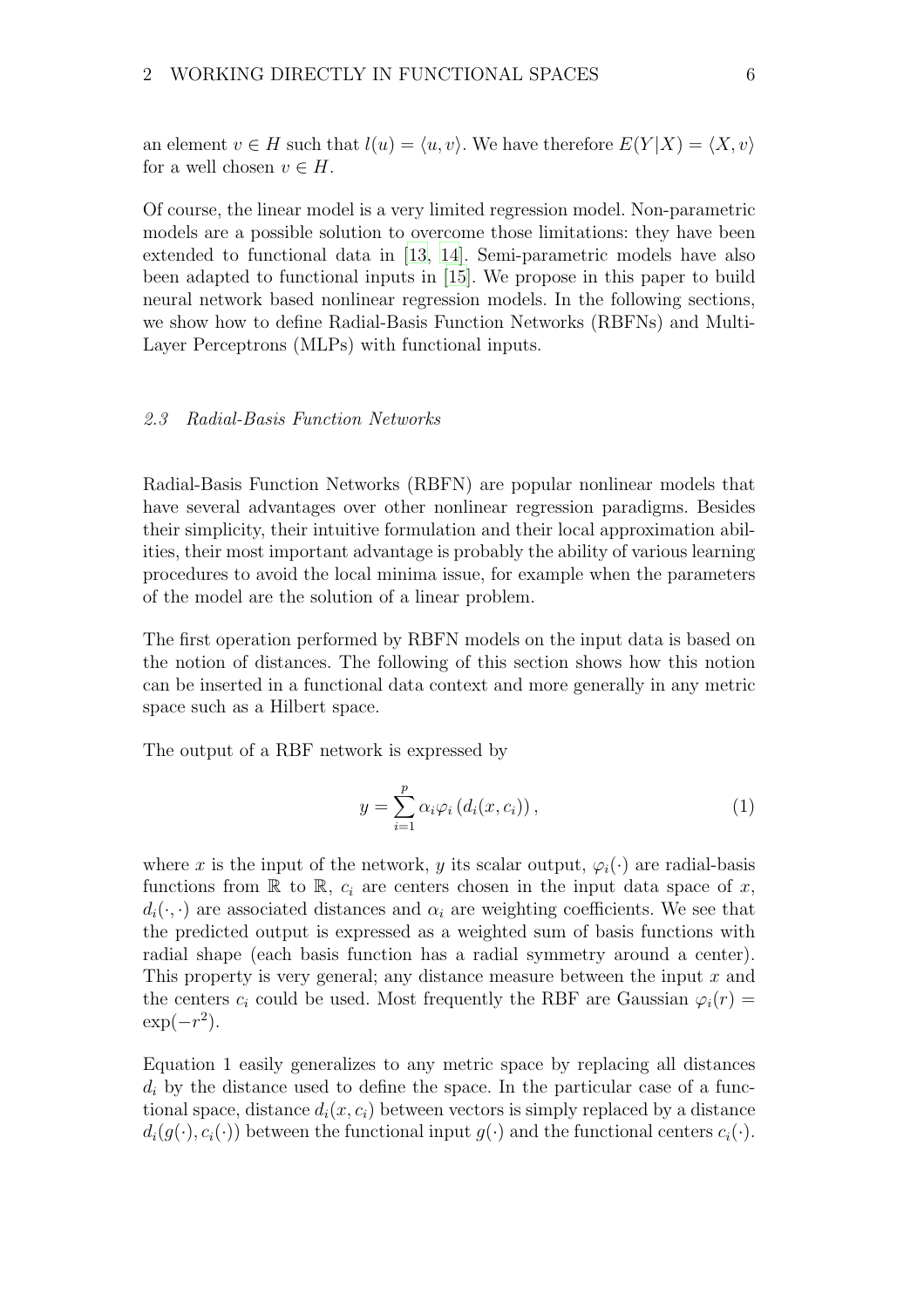an element $v \in H$ such that $l(u) = \langle u, v \rangle$. We have therefore $E(Y|X) = \langle X, v \rangle$ for a well chosen $v \in H$.

Of course, the linear model is a very limited regression model. Non-parametric models are a possible solution to overcome those limitations: they have been extended to functional data in [13, 14]. Semi-parametric models have also been adapted to functional inputs in [15]. We propose in this paper to build neural network based nonlinear regression models. In the following sections, we show how to define Radial-Basis Function Networks (RBFNs) and Multi-Layer Perceptrons (MLPs) with functional inputs.

### *2.3 Radial-Basis Function Networks*

Radial-Basis Function Networks (RBFN) are popular nonlinear models that have several advantages over other nonlinear regression paradigms. Besides their simplicity, their intuitive formulation and their local approximation abilities, their most important advantage is probably the ability of various learning procedures to avoid the local minima issue, for example when the parameters of the model are the solution of a linear problem.

The first operation performed by RBFN models on the input data is based on the notion of distances. The following of this section shows how this notion can be inserted in a functional data context and more generally in any metric space such as a Hilbert space.

The output of a RBF network is expressed by

$$y = \sum_{i=1}^{p} \alpha_i \varphi_i \left( d_i(x, c_i) \right), \tag{1}$$

where $x$ is the input of the network, $y$ its scalar output, $\varphi_i(\cdot)$ are radial-basis functions from $\mathbb{R}$ to $\mathbb{R}$, $c_i$ are centers chosen in the input data space of $x$, $d_i(\cdot, \cdot)$ are associated distances and $\alpha_i$ are weighting coefficients. We see that the predicted output is expressed as a weighted sum of basis functions with radial shape (each basis function has a radial symmetry around a center). This property is very general; any distance measure between the input $x$ and the centers $c_i$ could be used. Most frequently the RBF are Gaussian $\varphi_i(r) = \exp(-r^2)$.

Equation 1 easily generalizes to any metric space by replacing all distances $d_i$ by the distance used to define the space. In the particular case of a functional space, distance $d_i(x, c_i)$ between vectors is simply replaced by a distance $d_i(g(\cdot), c_i(\cdot))$ between the functional input $g(\cdot)$ and the functional centers $c_i(\cdot)$.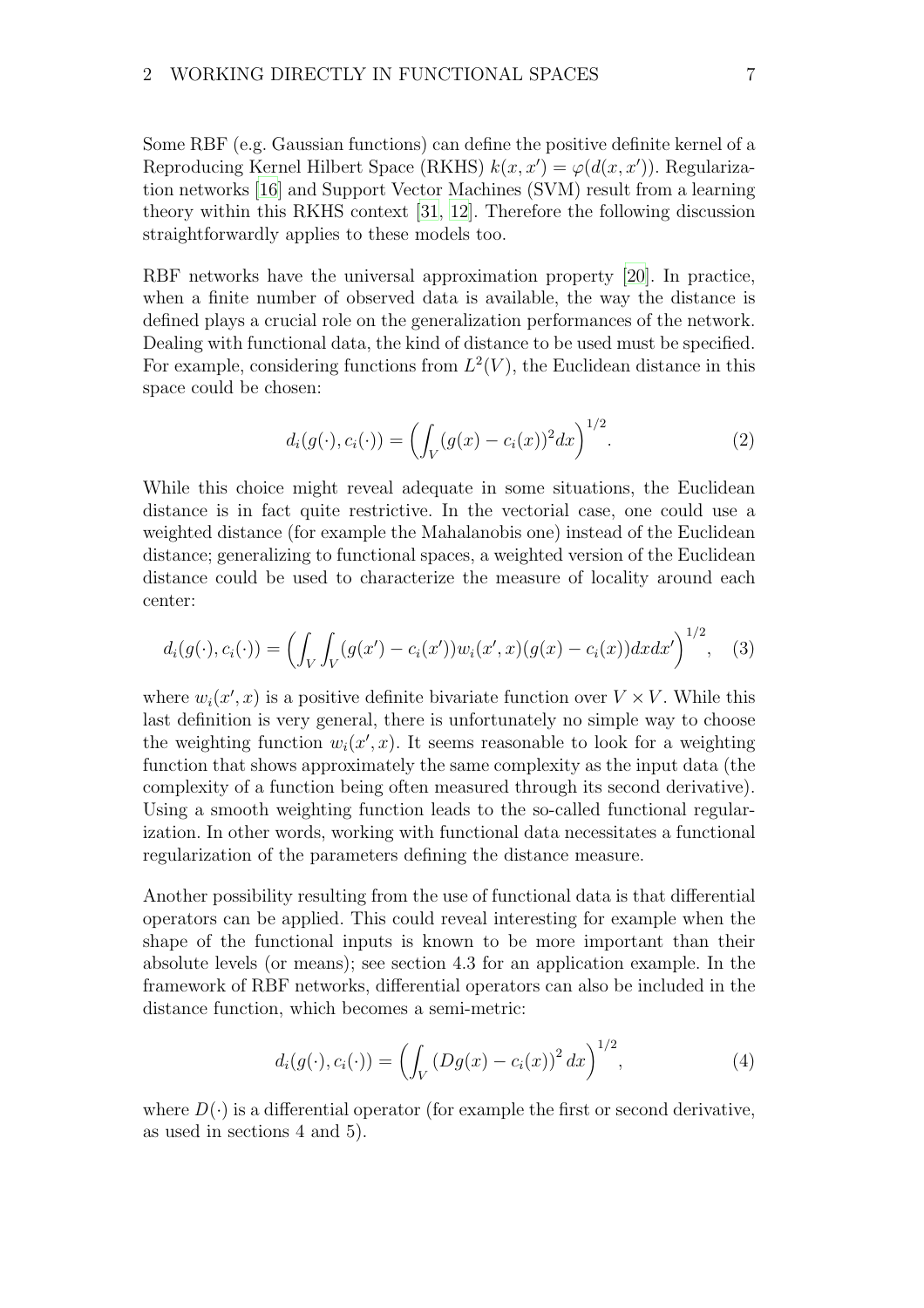Some RBF (e.g. Gaussian functions) can define the positive definite kernel of a Reproducing Kernel Hilbert Space (RKHS) $k(x, x') = \varphi(d(x, x'))$. Regularization networks [16] and Support Vector Machines (SVM) result from a learning theory within this RKHS context [31, 12]. Therefore the following discussion straightforwardly applies to these models too.

RBF networks have the universal approximation property [20]. In practice, when a finite number of observed data is available, the way the distance is defined plays a crucial role on the generalization performances of the network. Dealing with functional data, the kind of distance to be used must be specified. For example, considering functions from $L^2(V)$, the Euclidean distance in this space could be chosen:

$$d_i(g(\cdot), c_i(\cdot)) = \left( \int_V (g(x) - c_i(x))^2 dx \right)^{1/2}. \tag{2}$$

While this choice might reveal adequate in some situations, the Euclidean distance is in fact quite restrictive. In the vectorial case, one could use a weighted distance (for example the Mahalanobis one) instead of the Euclidean distance; generalizing to functional spaces, a weighted version of the Euclidean distance could be used to characterize the measure of locality around each center:

$$d_i(g(\cdot), c_i(\cdot)) = \left( \int_V \int_V (g(x') - c_i(x')) w_i(x', x)(g(x) - c_i(x)) dx dx' \right)^{1/2}, \tag{3}$$

where $w_i(x', x)$ is a positive definite bivariate function over $V \times V$. While this last definition is very general, there is unfortunately no simple way to choose the weighting function $w_i(x', x)$. It seems reasonable to look for a weighting function that shows approximately the same complexity as the input data (the complexity of a function being often measured through its second derivative). Using a smooth weighting function leads to the so-called functional regularization. In other words, working with functional data necessitates a functional regularization of the parameters defining the distance measure.

Another possibility resulting from the use of functional data is that differential operators can be applied. This could reveal interesting for example when the shape of the functional inputs is known to be more important than their absolute levels (or means); see section 4.3 for an application example. In the framework of RBF networks, differential operators can also be included in the distance function, which becomes a semi-metric:

$$d_i(g(\cdot), c_i(\cdot)) = \left( \int_V \left( Dg(x) - c_i(x) \right)^2 dx \right)^{1/2}, \tag{4}$$

where $D(\cdot)$ is a differential operator (for example the first or second derivative, as used in sections 4 and 5).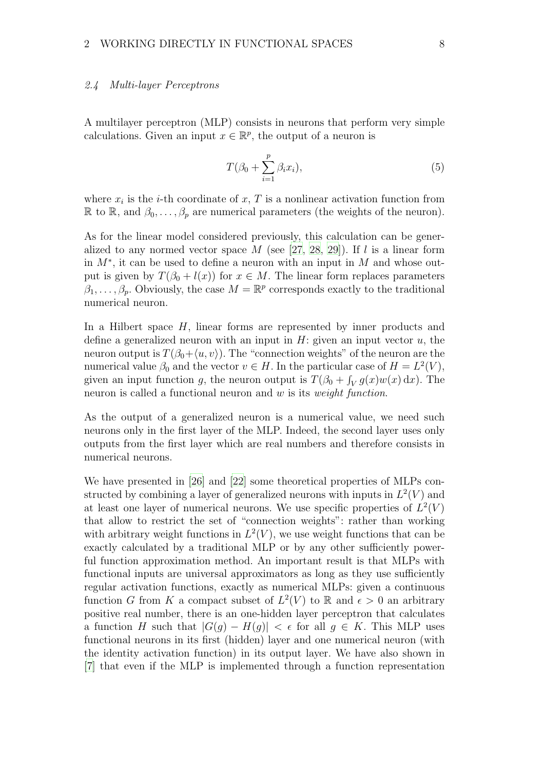### 2.4 Multi-layer Perceptrons

A multilayer perceptron (MLP) consists in neurons that perform very simple calculations. Given an input $x \in \mathbb{R}^p$, the output of a neuron is

$$T(\beta_0 + \sum_{i=1}^{p} \beta_i x_i), \tag{5}$$

where $x_i$ is the $i$-th coordinate of $x$, $T$ is a nonlinear activation function from $\mathbb{R}$ to $\mathbb{R}$, and $\beta_0, \ldots, \beta_p$ are numerical parameters (the weights of the neuron).

As for the linear model considered previously, this calculation can be generalized to any normed vector space $M$ (see [27, 28, 29]). If $l$ is a linear form in $M^*$, it can be used to define a neuron with an input in $M$ and whose output is given by $T(\beta_0 + l(x))$ for $x \in M$. The linear form replaces parameters $\beta_1, \ldots, \beta_p$. Obviously, the case $M = \mathbb{R}^p$ corresponds exactly to the traditional numerical neuron.

In a Hilbert space $H$, linear forms are represented by inner products and define a generalized neuron with an input in $H$: given an input vector $u$, the neuron output is $T(\beta_0 + \langle u, v \rangle)$. The "connection weights" of the neuron are the numerical value $\beta_0$ and the vector $v \in H$. In the particular case of $H = L^2(V)$, given an input function $g$, the neuron output is $T(\beta_0 + \int_V g(x)w(x)\,\mathrm{d}x)$. The neuron is called a functional neuron and $w$ is its *weight function*.

As the output of a generalized neuron is a numerical value, we need such neurons only in the first layer of the MLP. Indeed, the second layer uses only outputs from the first layer which are real numbers and therefore consists in numerical neurons.

We have presented in [26] and [22] some theoretical properties of MLPs constructed by combining a layer of generalized neurons with inputs in $L^2(V)$ and at least one layer of numerical neurons. We use specific properties of $L^2(V)$ that allow to restrict the set of "connection weights": rather than working with arbitrary weight functions in $L^2(V)$, we use weight functions that can be exactly calculated by a traditional MLP or by any other sufficiently powerful function approximation method. An important result is that MLPs with functional inputs are universal approximators as long as they use sufficiently regular activation functions, exactly as numerical MLPs: given a continuous function $G$ from $K$ a compact subset of $L^2(V)$ to $\mathbb{R}$ and $\epsilon > 0$ an arbitrary positive real number, there is an one-hidden layer perceptron that calculates a function $H$ such that $|G(g) - H(g)| < \epsilon$ for all $g \in K$. This MLP uses functional neurons in its first (hidden) layer and one numerical neuron (with the identity activation function) in its output layer. We have also shown in [7] that even if the MLP is implemented through a function representation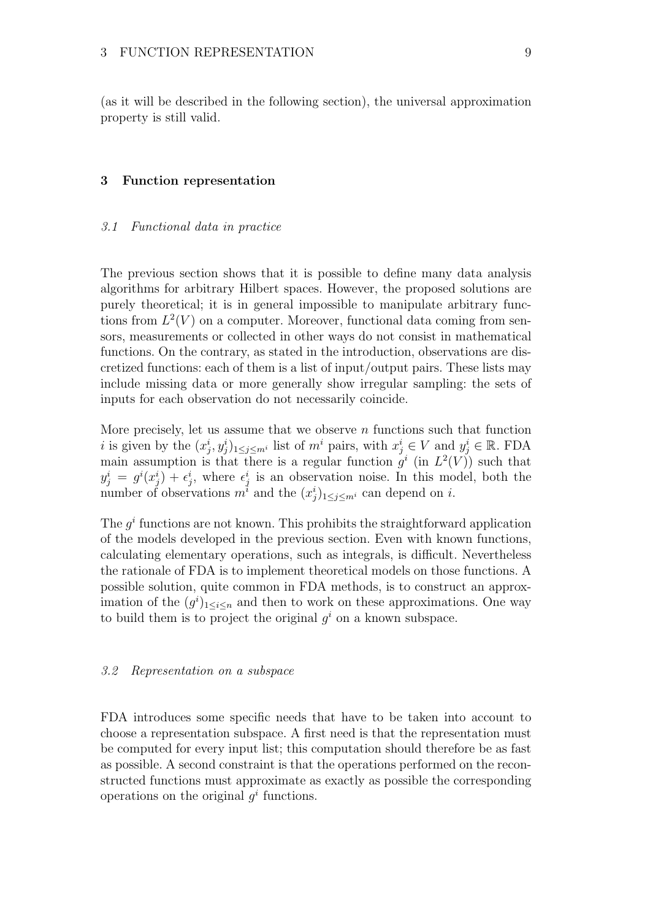(as it will be described in the following section), the universal approximation property is still valid.

## 3 Function representation

### *3.1 Functional data in practice*

The previous section shows that it is possible to define many data analysis algorithms for arbitrary Hilbert spaces. However, the proposed solutions are purely theoretical; it is in general impossible to manipulate arbitrary functions from $L^2(V)$ on a computer. Moreover, functional data coming from sensors, measurements or collected in other ways do not consist in mathematical functions. On the contrary, as stated in the introduction, observations are discretized functions: each of them is a list of input/output pairs. These lists may include missing data or more generally show irregular sampling: the sets of inputs for each observation do not necessarily coincide.

More precisely, let us assume that we observe $n$ functions such that function $i$ is given by the $(x^i_j, y^i_j)_{1 \leq j \leq m^i}$ list of $m^i$ pairs, with $x^i_j \in V$ and $y^i_j \in \mathbb{R}$. FDA main assumption is that there is a regular function $g^i$ (in $L^2(V)$) such that $y^i_j = g^i(x^i_j) + \epsilon^i_j$, where $\epsilon^i_j$ is an observation noise. In this model, both the number of observations $m^i$ and the $(x^i_j)_{1 \leq j \leq m^i}$ can depend on $i$.

The $g^i$ functions are not known. This prohibits the straightforward application of the models developed in the previous section. Even with known functions, calculating elementary operations, such as integrals, is difficult. Nevertheless the rationale of FDA is to implement theoretical models on those functions. A possible solution, quite common in FDA methods, is to construct an approximation of the $(g^i)_{1 \leq i \leq n}$ and then to work on these approximations. One way to build them is to project the original $g^i$ on a known subspace.

### *3.2 Representation on a subspace*

FDA introduces some specific needs that have to be taken into account to choose a representation subspace. A first need is that the representation must be computed for every input list; this computation should therefore be as fast as possible. A second constraint is that the operations performed on the reconstructed functions must approximate as exactly as possible the corresponding operations on the original $g^i$ functions.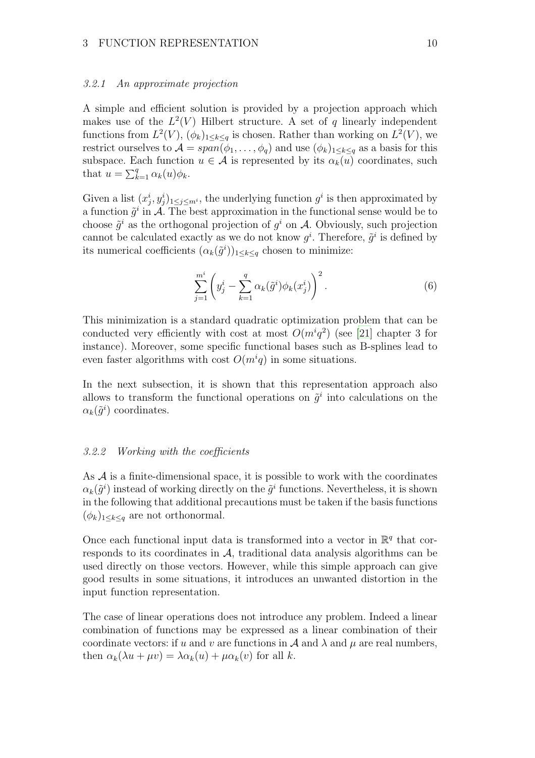#### 3.2.1 An approximate projection

A simple and efficient solution is provided by a projection approach which makes use of the $L^2(V)$ Hilbert structure. A set of $q$ linearly independent functions from $L^2(V)$, $(\phi_k)_{1\leq k\leq q}$ is chosen. Rather than working on $L^2(V)$, we restrict ourselves to $\mathcal{A} = span(\phi_1, \ldots, \phi_q)$ and use $(\phi_k)_{1\leq k\leq q}$ as a basis for this subspace. Each function $u \in \mathcal{A}$ is represented by its $\alpha_k(u)$ coordinates, such that $u = \sum_{k=1}^{q} \alpha_k(u)\phi_k$.

Given a list $(x_j^i, y_j^i)_{1\leq j\leq m^i}$, the underlying function $g^i$ is then approximated by a function $\tilde{g}^i$ in $\mathcal{A}$. The best approximation in the functional sense would be to choose $\tilde{g}^i$ as the orthogonal projection of $g^i$ on $\mathcal{A}$. Obviously, such projection cannot be calculated exactly as we do not know $g^i$. Therefore, $\tilde{g}^i$ is defined by its numerical coefficients $(\alpha_k(\tilde{g}^i))_{1\leq k\leq q}$ chosen to minimize:

$$\sum_{j=1}^{m^i} \left( y_j^i - \sum_{k=1}^{q} \alpha_k(\tilde{g}^i)\phi_k(x_j^i) \right)^2. \tag{6}$$

This minimization is a standard quadratic optimization problem that can be conducted very efficiently with cost at most $O(m^i q^2)$ (see [21] chapter 3 for instance). Moreover, some specific functional bases such as B-splines lead to even faster algorithms with cost $O(m^i q)$ in some situations.

In the next subsection, it is shown that this representation approach also allows to transform the functional operations on $\tilde{g}^i$ into calculations on the $\alpha_k(\tilde{g}^i)$ coordinates.

#### 3.2.2 Working with the coefficients

As $\mathcal{A}$ is a finite-dimensional space, it is possible to work with the coordinates $\alpha_k(\tilde{g}^i)$ instead of working directly on the $\tilde{g}^i$ functions. Nevertheless, it is shown in the following that additional precautions must be taken if the basis functions $(\phi_k)_{1\leq k\leq q}$ are not orthonormal.

Once each functional input data is transformed into a vector in $\mathbb{R}^q$ that corresponds to its coordinates in $\mathcal{A}$, traditional data analysis algorithms can be used directly on those vectors. However, while this simple approach can give good results in some situations, it introduces an unwanted distortion in the input function representation.

The case of linear operations does not introduce any problem. Indeed a linear combination of functions may be expressed as a linear combination of their coordinate vectors: if $u$ and $v$ are functions in $\mathcal{A}$ and $\lambda$ and $\mu$ are real numbers, then $\alpha_k(\lambda u + \mu v) = \lambda\alpha_k(u) + \mu\alpha_k(v)$ for all $k$.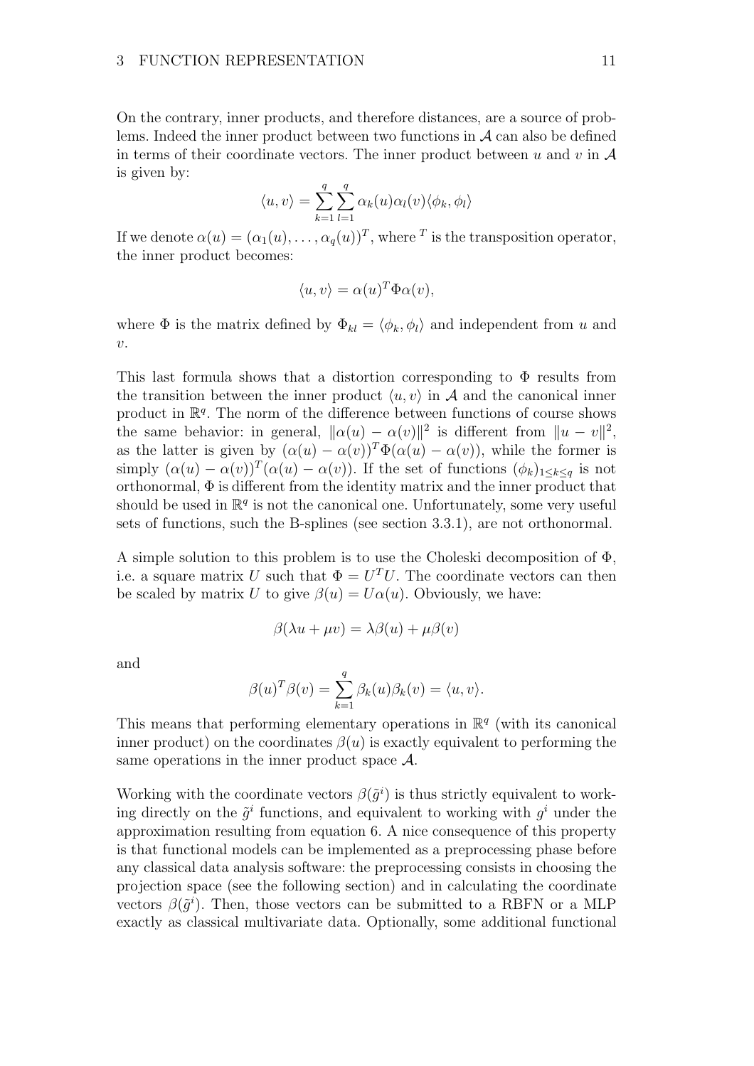On the contrary, inner products, and therefore distances, are a source of problems. Indeed the inner product between two functions in $\mathcal{A}$ can also be defined in terms of their coordinate vectors. The inner product between $u$ and $v$ in $\mathcal{A}$ is given by:

$$\langle u, v \rangle = \sum_{k=1}^{q} \sum_{l=1}^{q} \alpha_k(u)\alpha_l(v)\langle \phi_k, \phi_l \rangle$$

If we denote $\alpha(u) = (\alpha_1(u), \ldots, \alpha_q(u))^T$, where $^T$ is the transposition operator, the inner product becomes:

$$\langle u, v \rangle = \alpha(u)^T \Phi \alpha(v),$$

where $\Phi$ is the matrix defined by $\Phi_{kl} = \langle \phi_k, \phi_l \rangle$ and independent from $u$ and $v$.

This last formula shows that a distortion corresponding to $\Phi$ results from the transition between the inner product $\langle u, v \rangle$ in $\mathcal{A}$ and the canonical inner product in $\mathbb{R}^q$. The norm of the difference between functions of course shows the same behavior: in general, $\|\alpha(u) - \alpha(v)\|^2$ is different from $\|u - v\|^2$, as the latter is given by $(\alpha(u) - \alpha(v))^T \Phi (\alpha(u) - \alpha(v))$, while the former is simply $(\alpha(u) - \alpha(v))^T (\alpha(u) - \alpha(v))$. If the set of functions $(\phi_k)_{1 \leq k \leq q}$ is not orthonormal, $\Phi$ is different from the identity matrix and the inner product that should be used in $\mathbb{R}^q$ is not the canonical one. Unfortunately, some very useful sets of functions, such the B-splines (see section 3.3.1), are not orthonormal.

A simple solution to this problem is to use the Choleski decomposition of $\Phi$, i.e. a square matrix $U$ such that $\Phi = U^T U$. The coordinate vectors can then be scaled by matrix $U$ to give $\beta(u) = U\alpha(u)$. Obviously, we have:

$$\beta(\lambda u + \mu v) = \lambda \beta(u) + \mu \beta(v)$$

and

$$\beta(u)^T \beta(v) = \sum_{k=1}^{q} \beta_k(u)\beta_k(v) = \langle u, v \rangle.$$

This means that performing elementary operations in $\mathbb{R}^q$ (with its canonical inner product) on the coordinates $\beta(u)$ is exactly equivalent to performing the same operations in the inner product space $\mathcal{A}$.

Working with the coordinate vectors $\beta(\tilde{g}^i)$ is thus strictly equivalent to working directly on the $\tilde{g}^i$ functions, and equivalent to working with $g^i$ under the approximation resulting from equation 6. A nice consequence of this property is that functional models can be implemented as a preprocessing phase before any classical data analysis software: the preprocessing consists in choosing the projection space (see the following section) and in calculating the coordinate vectors $\beta(\tilde{g}^i)$. Then, those vectors can be submitted to a RBFN or a MLP exactly as classical multivariate data. Optionally, some additional functional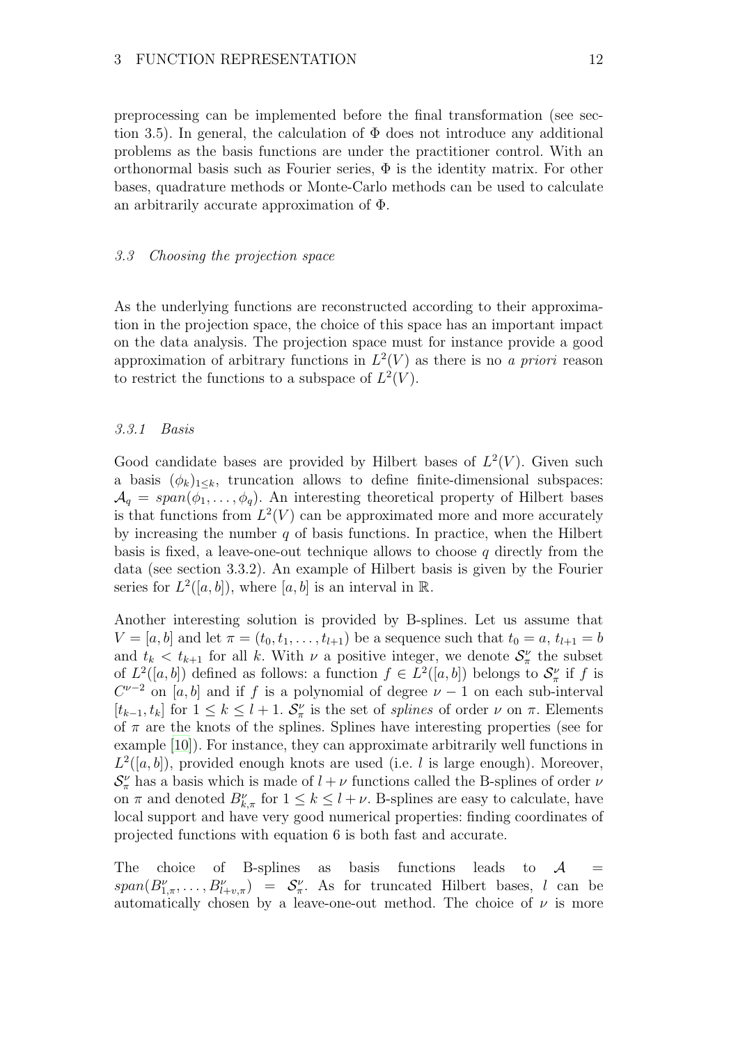preprocessing can be implemented before the final transformation (see section 3.5). In general, the calculation of $\Phi$ does not introduce any additional problems as the basis functions are under the practitioner control. With an orthonormal basis such as Fourier series, $\Phi$ is the identity matrix. For other bases, quadrature methods or Monte-Carlo methods can be used to calculate an arbitrarily accurate approximation of $\Phi$.

### *3.3 Choosing the projection space*

As the underlying functions are reconstructed according to their approximation in the projection space, the choice of this space has an important impact on the data analysis. The projection space must for instance provide a good approximation of arbitrary functions in $L^2(V)$ as there is no *a priori* reason to restrict the functions to a subspace of $L^2(V)$.

#### *3.3.1 Basis*

Good candidate bases are provided by Hilbert bases of $L^2(V)$. Given such a basis $(\phi_k)_{1\leq k}$, truncation allows to define finite-dimensional subspaces: $\mathcal{A}_q = span(\phi_1, \dots, \phi_q)$. An interesting theoretical property of Hilbert bases is that functions from $L^2(V)$ can be approximated more and more accurately by increasing the number $q$ of basis functions. In practice, when the Hilbert basis is fixed, a leave-one-out technique allows to choose $q$ directly from the data (see section 3.3.2). An example of Hilbert basis is given by the Fourier series for $L^2([a, b])$, where $[a, b]$ is an interval in $\mathbb{R}$.

Another interesting solution is provided by B-splines. Let us assume that $V = [a, b]$ and let $\pi = (t_0, t_1, \dots, t_{l+1})$ be a sequence such that $t_0 = a$, $t_{l+1} = b$ and $t_k < t_{k+1}$ for all $k$. With $\nu$ a positive integer, we denote $\mathcal{S}^\nu_\pi$ the subset of $L^2([a, b])$ defined as follows: a function $f \in L^2([a, b])$ belongs to $\mathcal{S}^\nu_\pi$ if $f$ is $C^{\nu-2}$ on $[a, b]$ and if $f$ is a polynomial of degree $\nu - 1$ on each sub-interval $[t_{k-1}, t_k]$ for $1 \leq k \leq l + 1$. $\mathcal{S}^\nu_\pi$ is the set of *splines* of order $\nu$ on $\pi$. Elements of $\pi$ are the knots of the splines. Splines have interesting properties (see for example [10]). For instance, they can approximate arbitrarily well functions in $L^2([a, b])$, provided enough knots are used (i.e. $l$ is large enough). Moreover, $\mathcal{S}^\nu_\pi$ has a basis which is made of $l + \nu$ functions called the B-splines of order $\nu$ on $\pi$ and denoted $B^\nu_{k,\pi}$ for $1 \leq k \leq l + \nu$. B-splines are easy to calculate, have local support and have very good numerical properties: finding coordinates of projected functions with equation 6 is both fast and accurate.

The choice of B-splines as basis functions leads to $\mathcal{A} = span(B^\nu_{1,\pi}, \dots, B^\nu_{l+v,\pi}) = \mathcal{S}^\nu_\pi$. As for truncated Hilbert bases, $l$ can be automatically chosen by a leave-one-out method. The choice of $\nu$ is more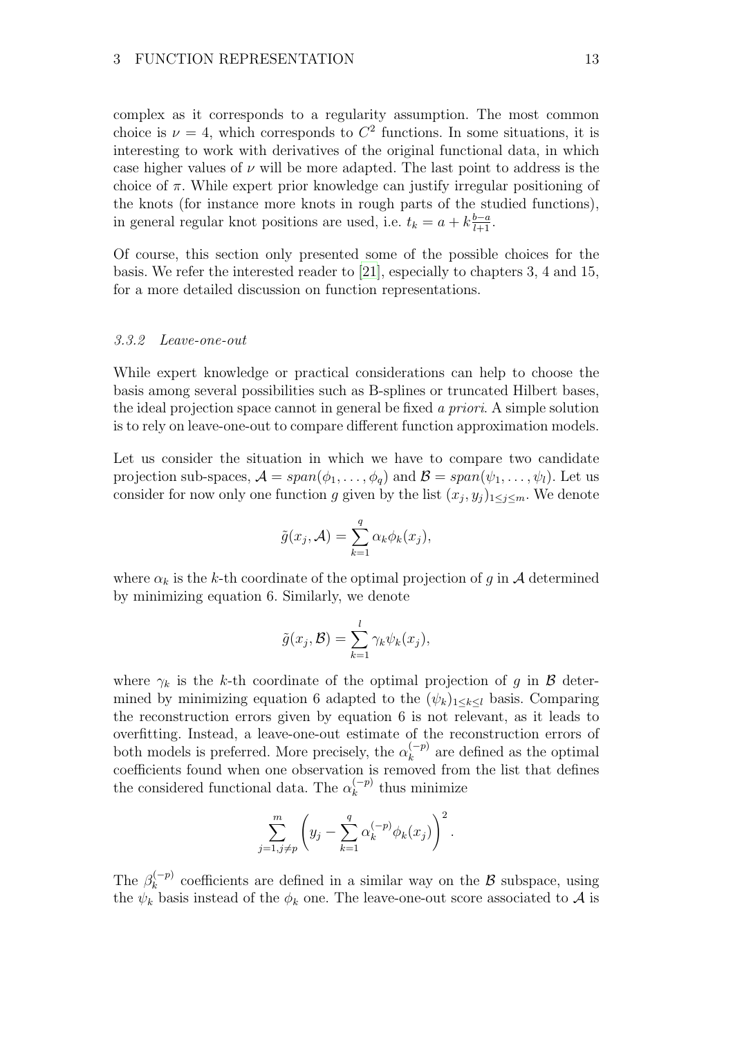complex as it corresponds to a regularity assumption. The most common choice is $\nu = 4$, which corresponds to $C^2$ functions. In some situations, it is interesting to work with derivatives of the original functional data, in which case higher values of $\nu$ will be more adapted. The last point to address is the choice of $\pi$. While expert prior knowledge can justify irregular positioning of the knots (for instance more knots in rough parts of the studied functions), in general regular knot positions are used, i.e. $t_k = a + k\frac{b-a}{l+1}$.

Of course, this section only presented some of the possible choices for the basis. We refer the interested reader to [21], especially to chapters 3, 4 and 15, for a more detailed discussion on function representations.

### 3.3.2 *Leave-one-out*

While expert knowledge or practical considerations can help to choose the basis among several possibilities such as B-splines or truncated Hilbert bases, the ideal projection space cannot in general be fixed *a priori*. A simple solution is to rely on leave-one-out to compare different function approximation models.

Let us consider the situation in which we have to compare two candidate projection sub-spaces, $\mathcal{A} = span(\phi_1, \ldots, \phi_q)$ and $\mathcal{B} = span(\psi_1, \ldots, \psi_l)$. Let us consider for now only one function $g$ given by the list $(x_j, y_j)_{1 \leq j \leq m}$. We denote

$$\tilde{g}(x_j, \mathcal{A}) = \sum_{k=1}^{q} \alpha_k \phi_k(x_j),$$

where $\alpha_k$ is the $k$-th coordinate of the optimal projection of $g$ in $\mathcal{A}$ determined by minimizing equation 6. Similarly, we denote

$$\tilde{g}(x_j, \mathcal{B}) = \sum_{k=1}^{l} \gamma_k \psi_k(x_j),$$

where $\gamma_k$ is the $k$-th coordinate of the optimal projection of $g$ in $\mathcal{B}$ determined by minimizing equation 6 adapted to the $(\psi_k)_{1 \leq k \leq l}$ basis. Comparing the reconstruction errors given by equation 6 is not relevant, as it leads to overfitting. Instead, a leave-one-out estimate of the reconstruction errors of both models is preferred. More precisely, the $\alpha_k^{(-p)}$ are defined as the optimal coefficients found when one observation is removed from the list that defines the considered functional data. The $\alpha_k^{(-p)}$ thus minimize

$$\sum_{j=1, j \neq p}^{m} \left( y_j - \sum_{k=1}^{q} \alpha_k^{(-p)} \phi_k(x_j) \right)^2.$$

The $\beta_k^{(-p)}$ coefficients are defined in a similar way on the $\mathcal{B}$ subspace, using the $\psi_k$ basis instead of the $\phi_k$ one. The leave-one-out score associated to $\mathcal{A}$ is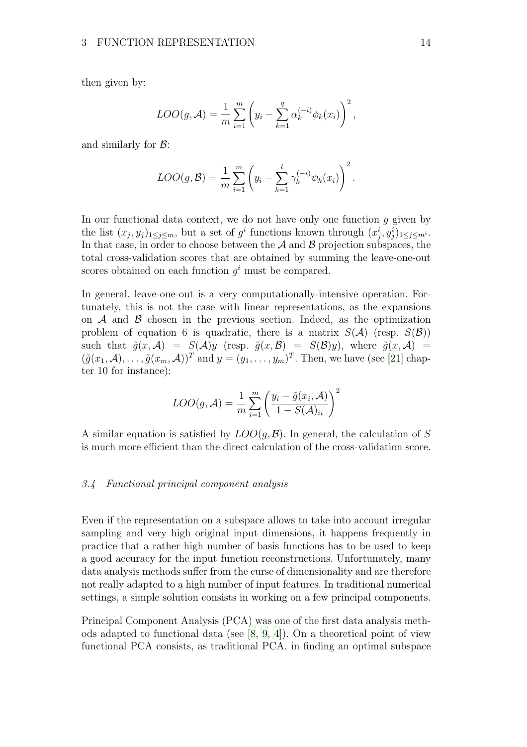then given by:

$$LOO(g, \mathcal{A}) = \frac{1}{m} \sum_{i=1}^{m} \left( y_i - \sum_{k=1}^{q} \alpha_k^{(-i)} \phi_k(x_i) \right)^2,$$

and similarly for $\mathcal{B}$:

$$LOO(g, \mathcal{B}) = \frac{1}{m} \sum_{i=1}^{m} \left( y_i - \sum_{k=1}^{l} \gamma_k^{(-i)} \psi_k(x_i) \right)^2.$$

In our functional data context, we do not have only one function $g$ given by the list $(x_j, y_j)_{1 \leq j \leq m}$, but a set of $g^i$ functions known through $(x_j^i, y_j^i)_{1 \leq j \leq m^i}$. In that case, in order to choose between the $\mathcal{A}$ and $\mathcal{B}$ projection subspaces, the total cross-validation scores that are obtained by summing the leave-one-out scores obtained on each function $g^i$ must be compared.

In general, leave-one-out is a very computationally-intensive operation. Fortunately, this is not the case with linear representations, as the expansions on $\mathcal{A}$ and $\mathcal{B}$ chosen in the previous section. Indeed, as the optimization problem of equation 6 is quadratic, there is a matrix $S(\mathcal{A})$ (resp. $S(\mathcal{B})$) such that $\tilde{g}(x, \mathcal{A}) = S(\mathcal{A})y$ (resp. $\tilde{g}(x, \mathcal{B}) = S(\mathcal{B})y$), where $\tilde{g}(x, \mathcal{A}) = (\tilde{g}(x_1, \mathcal{A}), \ldots, \tilde{g}(x_m, \mathcal{A}))^T$ and $y = (y_1, \ldots, y_m)^T$. Then, we have (see [21] chapter 10 for instance):

$$LOO(g, \mathcal{A}) = \frac{1}{m} \sum_{i=1}^{m} \left( \frac{y_i - \tilde{g}(x_i, \mathcal{A})}{1 - S(\mathcal{A})_{ii}} \right)^2$$

A similar equation is satisfied by $LOO(g, \mathcal{B})$. In general, the calculation of $S$ is much more efficient than the direct calculation of the cross-validation score.

### *3.4 Functional principal component analysis*

Even if the representation on a subspace allows to take into account irregular sampling and very high original input dimensions, it happens frequently in practice that a rather high number of basis functions has to be used to keep a good accuracy for the input function reconstructions. Unfortunately, many data analysis methods suffer from the curse of dimensionality and are therefore not really adapted to a high number of input features. In traditional numerical settings, a simple solution consists in working on a few principal components.

Principal Component Analysis (PCA) was one of the first data analysis methods adapted to functional data (see [8, 9, 4]). On a theoretical point of view functional PCA consists, as traditional PCA, in finding an optimal subspace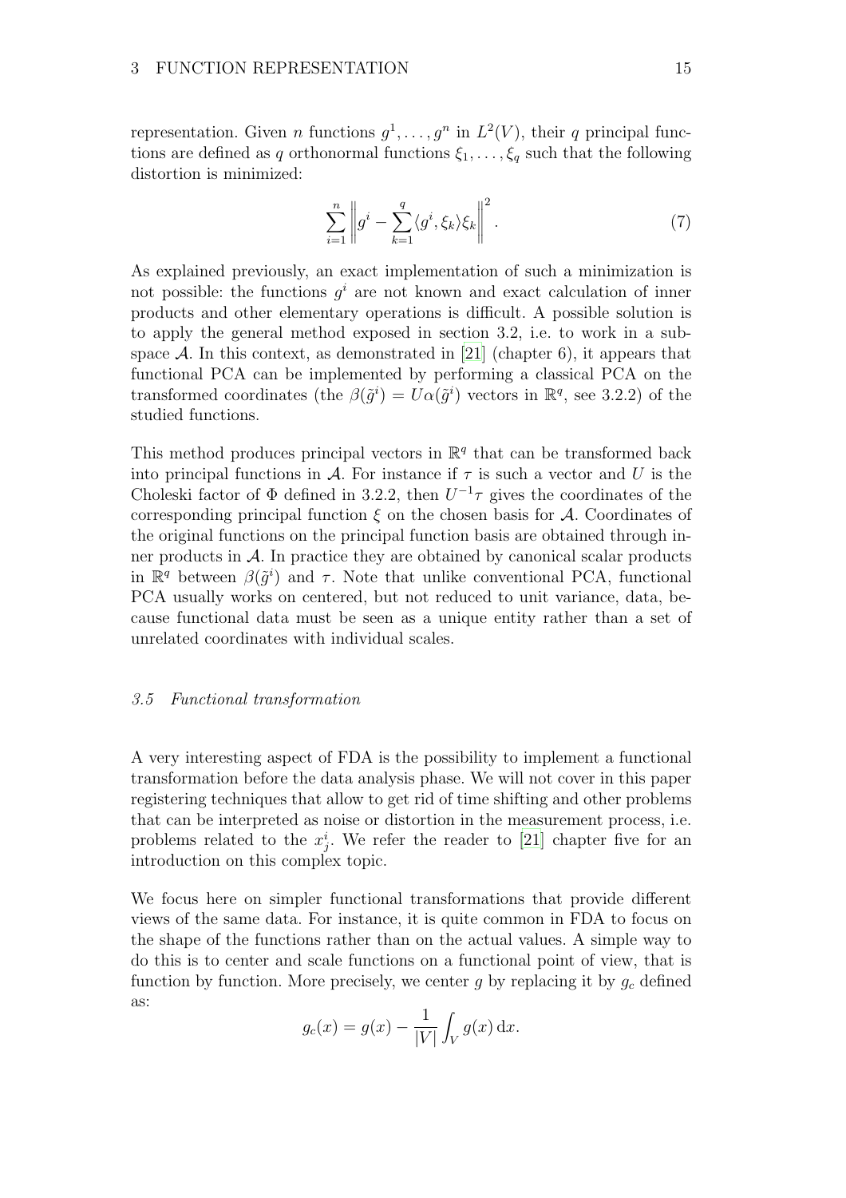representation. Given $n$ functions $g^1, \ldots, g^n$ in $L^2(V)$, their $q$ principal functions are defined as $q$ orthonormal functions $\xi_1, \ldots, \xi_q$ such that the following distortion is minimized:

$$\sum_{i=1}^{n} \left\| g^i - \sum_{k=1}^{q} \langle g^i, \xi_k \rangle \xi_k \right\|^2 . \tag{7}$$

As explained previously, an exact implementation of such a minimization is not possible: the functions $g^i$ are not known and exact calculation of inner products and other elementary operations is difficult. A possible solution is to apply the general method exposed in section 3.2, i.e. to work in a subspace $\mathcal{A}$. In this context, as demonstrated in [21] (chapter 6), it appears that functional PCA can be implemented by performing a classical PCA on the transformed coordinates (the $\beta(\tilde{g}^i) = U\alpha(\tilde{g}^i)$ vectors in $\mathbb{R}^q$, see 3.2.2) of the studied functions.

This method produces principal vectors in $\mathbb{R}^q$ that can be transformed back into principal functions in $\mathcal{A}$. For instance if $\tau$ is such a vector and $U$ is the Choleski factor of $\Phi$ defined in 3.2.2, then $U^{-1}\tau$ gives the coordinates of the corresponding principal function $\xi$ on the chosen basis for $\mathcal{A}$. Coordinates of the original functions on the principal function basis are obtained through inner products in $\mathcal{A}$. In practice they are obtained by canonical scalar products in $\mathbb{R}^q$ between $\beta(\tilde{g}^i)$ and $\tau$. Note that unlike conventional PCA, functional PCA usually works on centered, but not reduced to unit variance, data, because functional data must be seen as a unique entity rather than a set of unrelated coordinates with individual scales.

### *3.5 Functional transformation*

A very interesting aspect of FDA is the possibility to implement a functional transformation before the data analysis phase. We will not cover in this paper registering techniques that allow to get rid of time shifting and other problems that can be interpreted as noise or distortion in the measurement process, i.e. problems related to the $x^i_j$. We refer the reader to [21] chapter five for an introduction on this complex topic.

We focus here on simpler functional transformations that provide different views of the same data. For instance, it is quite common in FDA to focus on the shape of the functions rather than on the actual values. A simple way to do this is to center and scale functions on a functional point of view, that is function by function. More precisely, we center $g$ by replacing it by $g_c$ defined as:

$$g_c(x) = g(x) - \frac{1}{|V|} \int_V g(x)\, \mathrm{d}x.$$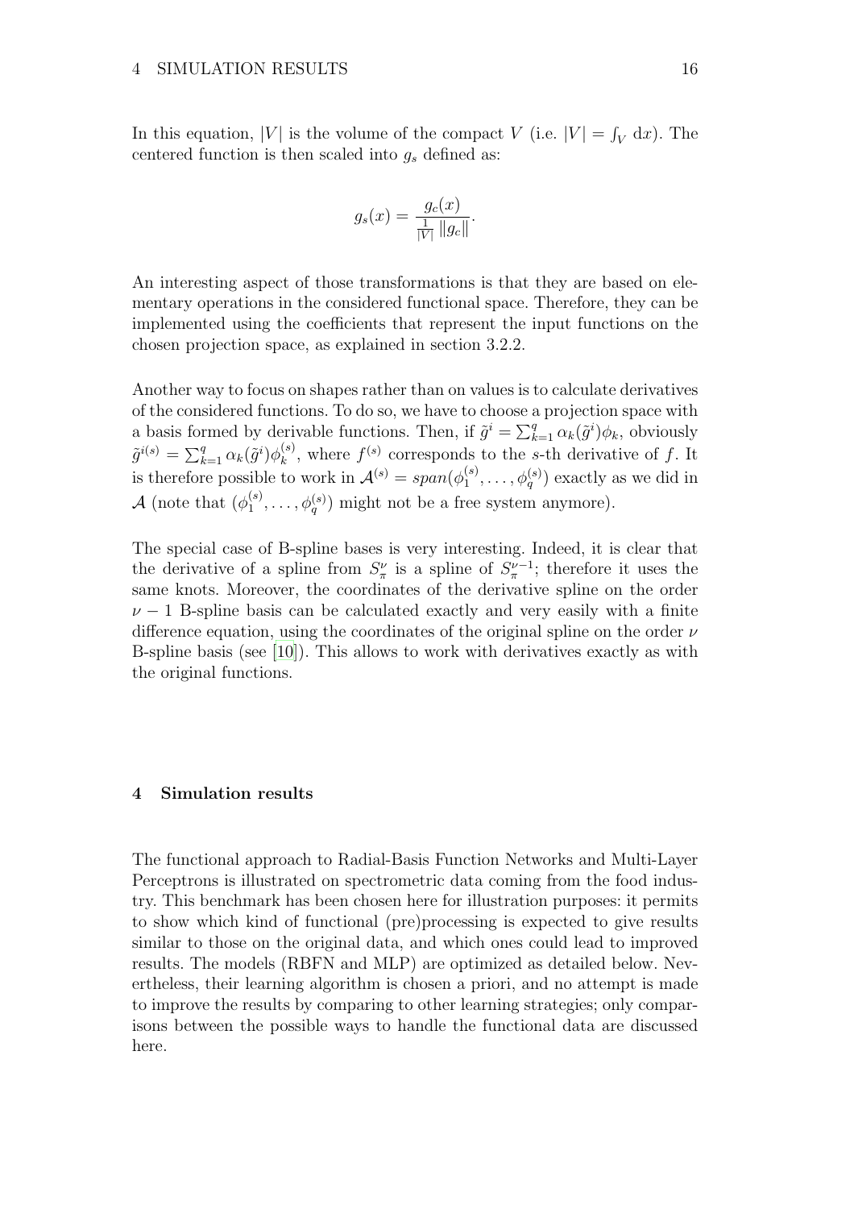In this equation, $|V|$ is the volume of the compact $V$ (i.e. $|V| = \int_V \, dx$). The centered function is then scaled into $g_s$ defined as:

$$g_s(x) = \frac{g_c(x)}{\frac{1}{|V|} \|g_c\|}.$$

An interesting aspect of those transformations is that they are based on elementary operations in the considered functional space. Therefore, they can be implemented using the coefficients that represent the input functions on the chosen projection space, as explained in section 3.2.2.

Another way to focus on shapes rather than on values is to calculate derivatives of the considered functions. To do so, we have to choose a projection space with a basis formed by derivable functions. Then, if $\tilde{g}^i = \sum_{k=1}^{q} \alpha_k(\tilde{g}^i)\phi_k$, obviously $\tilde{g}^{i(s)} = \sum_{k=1}^{q} \alpha_k(\tilde{g}^i)\phi_k^{(s)}$, where $f^{(s)}$ corresponds to the $s$-th derivative of $f$. It is therefore possible to work in $\mathcal{A}^{(s)} = span(\phi_1^{(s)}, \ldots, \phi_q^{(s)})$ exactly as we did in $\mathcal{A}$ (note that $(\phi_1^{(s)}, \ldots, \phi_q^{(s)})$ might not be a free system anymore).

The special case of B-spline bases is very interesting. Indeed, it is clear that the derivative of a spline from $S_\pi^\nu$ is a spline of $S_\pi^{\nu-1}$; therefore it uses the same knots. Moreover, the coordinates of the derivative spline on the order $\nu - 1$ B-spline basis can be calculated exactly and very easily with a finite difference equation, using the coordinates of the original spline on the order $\nu$ B-spline basis (see [10]). This allows to work with derivatives exactly as with the original functions.

# 4 Simulation results

The functional approach to Radial-Basis Function Networks and Multi-Layer Perceptrons is illustrated on spectrometric data coming from the food industry. This benchmark has been chosen here for illustration purposes: it permits to show which kind of functional (pre)processing is expected to give results similar to those on the original data, and which ones could lead to improved results. The models (RBFN and MLP) are optimized as detailed below. Nevertheless, their learning algorithm is chosen a priori, and no attempt is made to improve the results by comparing to other learning strategies; only comparisons between the possible ways to handle the functional data are discussed here.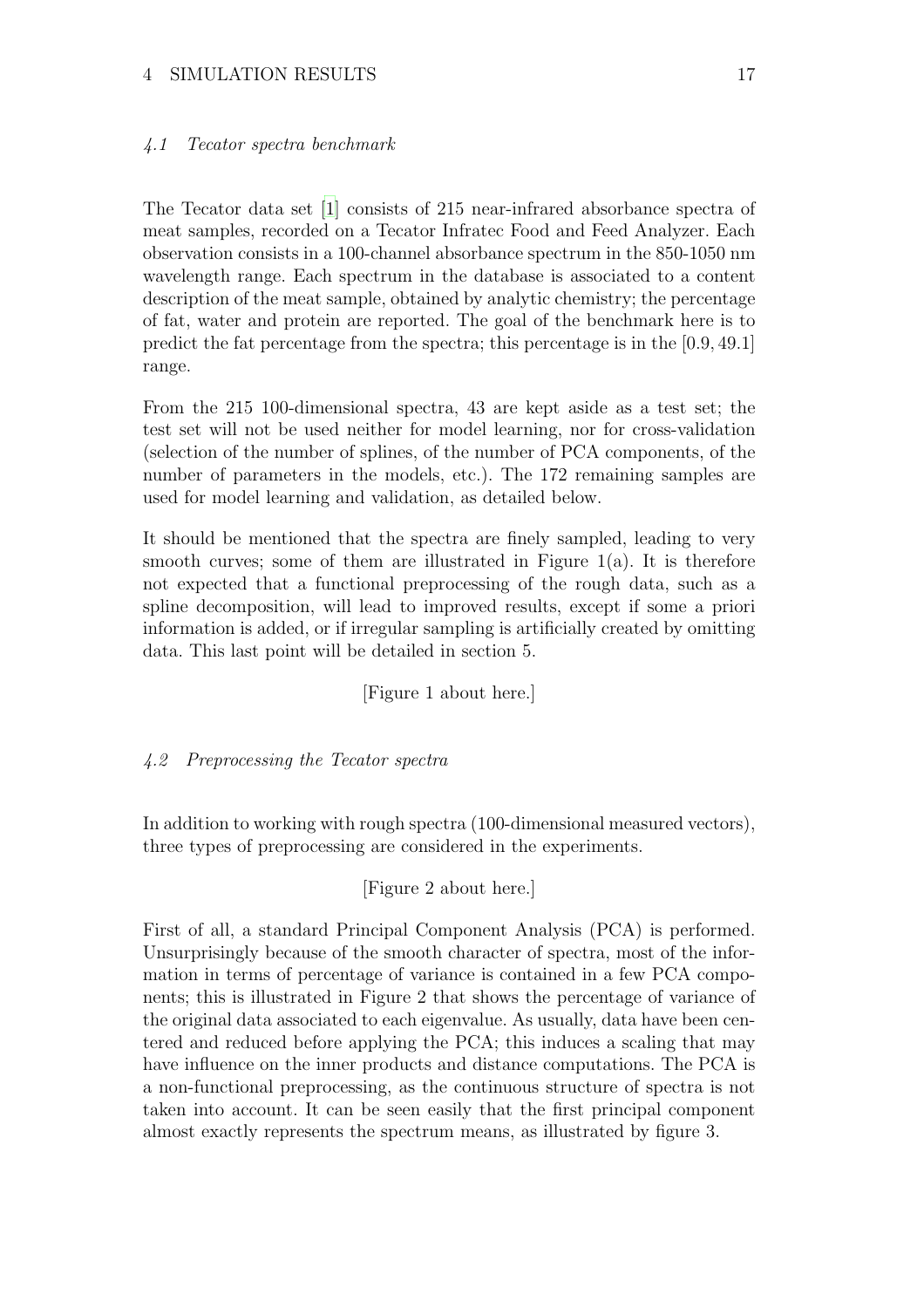### *4.1 Tecator spectra benchmark*

The Tecator data set [1] consists of 215 near-infrared absorbance spectra of meat samples, recorded on a Tecator Infratec Food and Feed Analyzer. Each observation consists in a 100-channel absorbance spectrum in the 850-1050 nm wavelength range. Each spectrum in the database is associated to a content description of the meat sample, obtained by analytic chemistry; the percentage of fat, water and protein are reported. The goal of the benchmark here is to predict the fat percentage from the spectra; this percentage is in the $[0.9, 49.1]$ range.

From the 215 100-dimensional spectra, 43 are kept aside as a test set; the test set will not be used neither for model learning, nor for cross-validation (selection of the number of splines, of the number of PCA components, of the number of parameters in the models, etc.). The 172 remaining samples are used for model learning and validation, as detailed below.

It should be mentioned that the spectra are finely sampled, leading to very smooth curves; some of them are illustrated in Figure 1(a). It is therefore not expected that a functional preprocessing of the rough data, such as a spline decomposition, will lead to improved results, except if some a priori information is added, or if irregular sampling is artificially created by omitting data. This last point will be detailed in section 5.

[Figure 1 about here.]

### *4.2 Preprocessing the Tecator spectra*

In addition to working with rough spectra (100-dimensional measured vectors), three types of preprocessing are considered in the experiments.

[Figure 2 about here.]

First of all, a standard Principal Component Analysis (PCA) is performed. Unsurprisingly because of the smooth character of spectra, most of the information in terms of percentage of variance is contained in a few PCA components; this is illustrated in Figure 2 that shows the percentage of variance of the original data associated to each eigenvalue. As usually, data have been centered and reduced before applying the PCA; this induces a scaling that may have influence on the inner products and distance computations. The PCA is a non-functional preprocessing, as the continuous structure of spectra is not taken into account. It can be seen easily that the first principal component almost exactly represents the spectrum means, as illustrated by figure 3.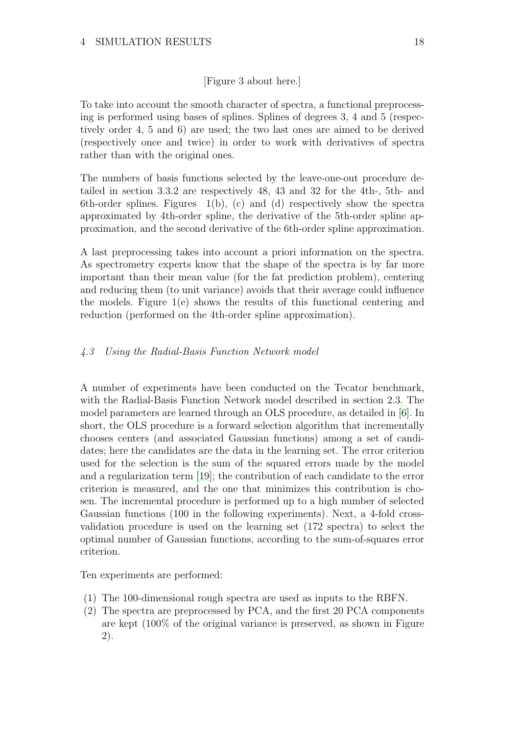[Figure 3 about here.]

To take into account the smooth character of spectra, a functional preprocessing is performed using bases of splines. Splines of degrees 3, 4 and 5 (respectively order 4, 5 and 6) are used; the two last ones are aimed to be derived (respectively once and twice) in order to work with derivatives of spectra rather than with the original ones.

The numbers of basis functions selected by the leave-one-out procedure detailed in section 3.3.2 are respectively 48, 43 and 32 for the 4th-, 5th- and 6th-order splines. Figures 1(b), (c) and (d) respectively show the spectra approximated by 4th-order spline, the derivative of the 5th-order spline approximation, and the second derivative of the 6th-order spline approximation.

A last preprocessing takes into account a priori information on the spectra. As spectrometry experts know that the shape of the spectra is by far more important than their mean value (for the fat prediction problem), centering and reducing them (to unit variance) avoids that their average could influence the models. Figure 1(e) shows the results of this functional centering and reduction (performed on the 4th-order spline approximation).

### *4.3 Using the Radial-Basis Function Network model*

A number of experiments have been conducted on the Tecator benchmark, with the Radial-Basis Function Network model described in section 2.3. The model parameters are learned through an OLS procedure, as detailed in [6]. In short, the OLS procedure is a forward selection algorithm that incrementally chooses centers (and associated Gaussian functions) among a set of candidates; here the candidates are the data in the learning set. The error criterion used for the selection is the sum of the squared errors made by the model and a regularization term [19]; the contribution of each candidate to the error criterion is measured, and the one that minimizes this contribution is chosen. The incremental procedure is performed up to a high number of selected Gaussian functions (100 in the following experiments). Next, a 4-fold cross-validation procedure is used on the learning set (172 spectra) to select the optimal number of Gaussian functions, according to the sum-of-squares error criterion.

Ten experiments are performed:

(1) The 100-dimensional rough spectra are used as inputs to the RBFN.
(2) The spectra are preprocessed by PCA, and the first 20 PCA components are kept (100% of the original variance is preserved, as shown in Figure 2).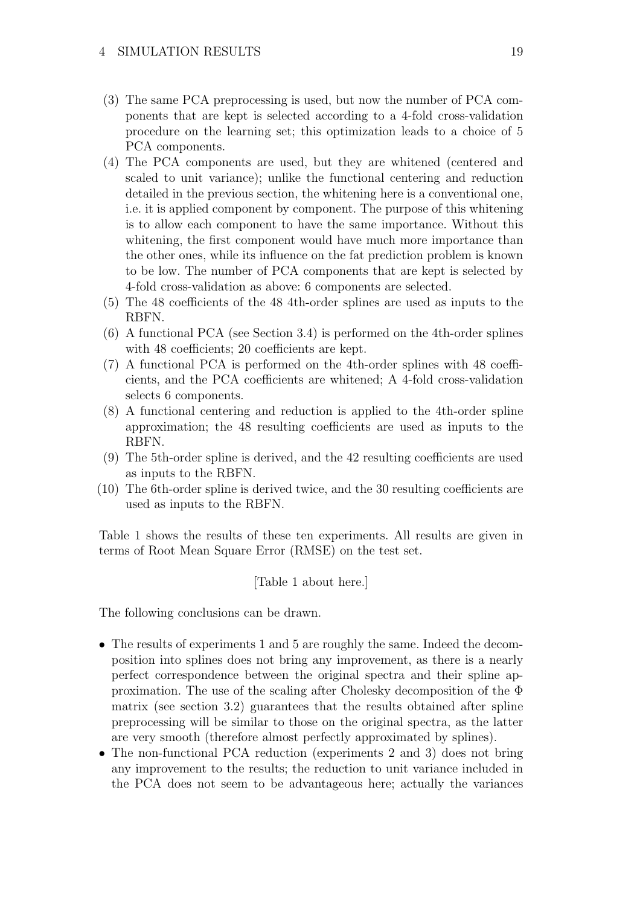(3) The same PCA preprocessing is used, but now the number of PCA components that are kept is selected according to a 4-fold cross-validation procedure on the learning set; this optimization leads to a choice of 5 PCA components.

(4) The PCA components are used, but they are whitened (centered and scaled to unit variance); unlike the functional centering and reduction detailed in the previous section, the whitening here is a conventional one, i.e. it is applied component by component. The purpose of this whitening is to allow each component to have the same importance. Without this whitening, the first component would have much more importance than the other ones, while its influence on the fat prediction problem is known to be low. The number of PCA components that are kept is selected by 4-fold cross-validation as above: 6 components are selected.

(5) The 48 coefficients of the 48 4th-order splines are used as inputs to the RBFN.

(6) A functional PCA (see Section 3.4) is performed on the 4th-order splines with 48 coefficients; 20 coefficients are kept.

(7) A functional PCA is performed on the 4th-order splines with 48 coefficients, and the PCA coefficients are whitened; A 4-fold cross-validation selects 6 components.

(8) A functional centering and reduction is applied to the 4th-order spline approximation; the 48 resulting coefficients are used as inputs to the RBFN.

(9) The 5th-order spline is derived, and the 42 resulting coefficients are used as inputs to the RBFN.

(10) The 6th-order spline is derived twice, and the 30 resulting coefficients are used as inputs to the RBFN.

Table 1 shows the results of these ten experiments. All results are given in terms of Root Mean Square Error (RMSE) on the test set.

[Table 1 about here.]

The following conclusions can be drawn.

- The results of experiments 1 and 5 are roughly the same. Indeed the decomposition into splines does not bring any improvement, as there is a nearly perfect correspondence between the original spectra and their spline approximation. The use of the scaling after Cholesky decomposition of the $\Phi$ matrix (see section 3.2) guarantees that the results obtained after spline preprocessing will be similar to those on the original spectra, as the latter are very smooth (therefore almost perfectly approximated by splines).
- The non-functional PCA reduction (experiments 2 and 3) does not bring any improvement to the results; the reduction to unit variance included in the PCA does not seem to be advantageous here; actually the variances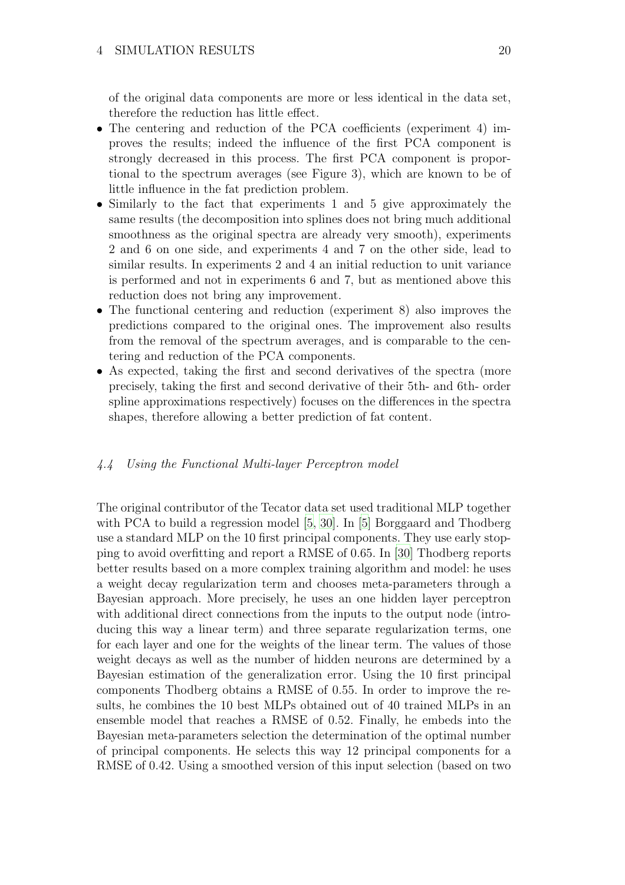of the original data components are more or less identical in the data set, therefore the reduction has little effect.

- The centering and reduction of the PCA coefficients (experiment 4) improves the results; indeed the influence of the first PCA component is strongly decreased in this process. The first PCA component is proportional to the spectrum averages (see Figure 3), which are known to be of little influence in the fat prediction problem.
- Similarly to the fact that experiments 1 and 5 give approximately the same results (the decomposition into splines does not bring much additional smoothness as the original spectra are already very smooth), experiments 2 and 6 on one side, and experiments 4 and 7 on the other side, lead to similar results. In experiments 2 and 4 an initial reduction to unit variance is performed and not in experiments 6 and 7, but as mentioned above this reduction does not bring any improvement.
- The functional centering and reduction (experiment 8) also improves the predictions compared to the original ones. The improvement also results from the removal of the spectrum averages, and is comparable to the centering and reduction of the PCA components.
- As expected, taking the first and second derivatives of the spectra (more precisely, taking the first and second derivative of their 5th- and 6th- order spline approximations respectively) focuses on the differences in the spectra shapes, therefore allowing a better prediction of fat content.

### *4.4 Using the Functional Multi-layer Perceptron model*

The original contributor of the Tecator data set used traditional MLP together with PCA to build a regression model [5, 30]. In [5] Borggaard and Thodberg use a standard MLP on the 10 first principal components. They use early stopping to avoid overfitting and report a RMSE of 0.65. In [30] Thodberg reports better results based on a more complex training algorithm and model: he uses a weight decay regularization term and chooses meta-parameters through a Bayesian approach. More precisely, he uses an one hidden layer perceptron with additional direct connections from the inputs to the output node (introducing this way a linear term) and three separate regularization terms, one for each layer and one for the weights of the linear term. The values of those weight decays as well as the number of hidden neurons are determined by a Bayesian estimation of the generalization error. Using the 10 first principal components Thodberg obtains a RMSE of 0.55. In order to improve the results, he combines the 10 best MLPs obtained out of 40 trained MLPs in an ensemble model that reaches a RMSE of 0.52. Finally, he embeds into the Bayesian meta-parameters selection the determination of the optimal number of principal components. He selects this way 12 principal components for a RMSE of 0.42. Using a smoothed version of this input selection (based on two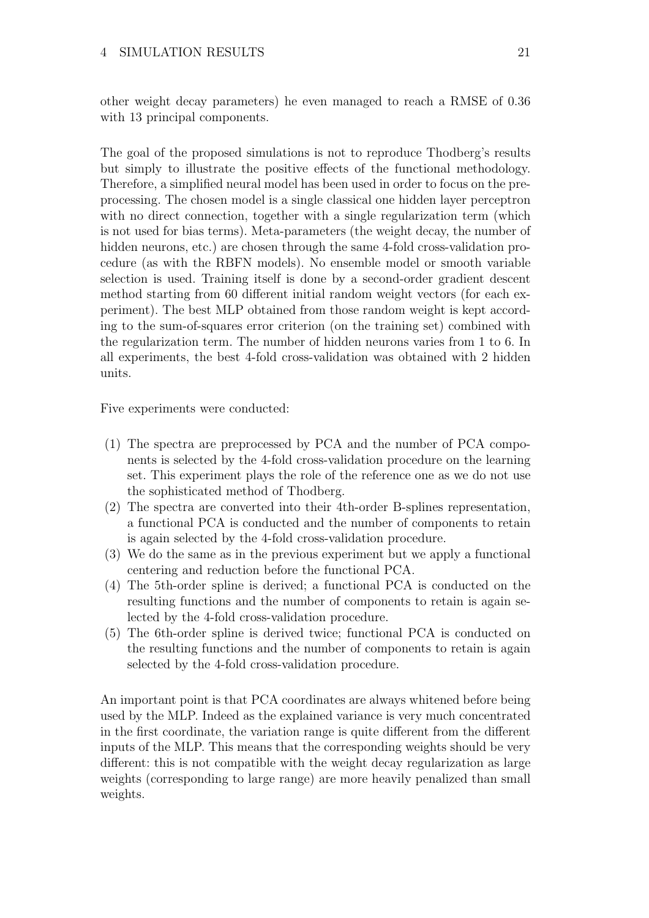other weight decay parameters) he even managed to reach a RMSE of 0.36 with 13 principal components.

The goal of the proposed simulations is not to reproduce Thodberg's results but simply to illustrate the positive effects of the functional methodology. Therefore, a simplified neural model has been used in order to focus on the preprocessing. The chosen model is a single classical one hidden layer perceptron with no direct connection, together with a single regularization term (which is not used for bias terms). Meta-parameters (the weight decay, the number of hidden neurons, etc.) are chosen through the same 4-fold cross-validation procedure (as with the RBFN models). No ensemble model or smooth variable selection is used. Training itself is done by a second-order gradient descent method starting from 60 different initial random weight vectors (for each experiment). The best MLP obtained from those random weight is kept according to the sum-of-squares error criterion (on the training set) combined with the regularization term. The number of hidden neurons varies from 1 to 6. In all experiments, the best 4-fold cross-validation was obtained with 2 hidden units.

Five experiments were conducted:

(1) The spectra are preprocessed by PCA and the number of PCA components is selected by the 4-fold cross-validation procedure on the learning set. This experiment plays the role of the reference one as we do not use the sophisticated method of Thodberg.
(2) The spectra are converted into their 4th-order B-splines representation, a functional PCA is conducted and the number of components to retain is again selected by the 4-fold cross-validation procedure.
(3) We do the same as in the previous experiment but we apply a functional centering and reduction before the functional PCA.
(4) The 5th-order spline is derived; a functional PCA is conducted on the resulting functions and the number of components to retain is again selected by the 4-fold cross-validation procedure.
(5) The 6th-order spline is derived twice; functional PCA is conducted on the resulting functions and the number of components to retain is again selected by the 4-fold cross-validation procedure.

An important point is that PCA coordinates are always whitened before being used by the MLP. Indeed as the explained variance is very much concentrated in the first coordinate, the variation range is quite different from the different inputs of the MLP. This means that the corresponding weights should be very different: this is not compatible with the weight decay regularization as large weights (corresponding to large range) are more heavily penalized than small weights.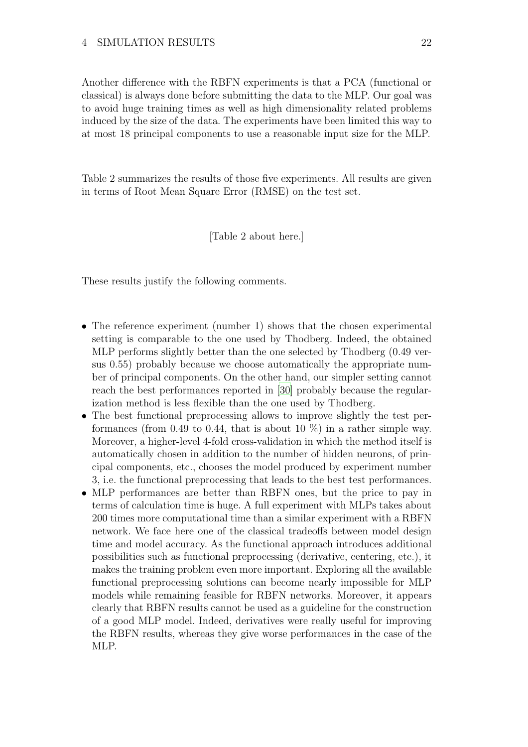Another difference with the RBFN experiments is that a PCA (functional or classical) is always done before submitting the data to the MLP. Our goal was to avoid huge training times as well as high dimensionality related problems induced by the size of the data. The experiments have been limited this way to at most 18 principal components to use a reasonable input size for the MLP.

Table 2 summarizes the results of those five experiments. All results are given in terms of Root Mean Square Error (RMSE) on the test set.

[Table 2 about here.]

These results justify the following comments.

- The reference experiment (number 1) shows that the chosen experimental setting is comparable to the one used by Thodberg. Indeed, the obtained MLP performs slightly better than the one selected by Thodberg (0.49 versus 0.55) probably because we choose automatically the appropriate number of principal components. On the other hand, our simpler setting cannot reach the best performances reported in [30] probably because the regularization method is less flexible than the one used by Thodberg.
- The best functional preprocessing allows to improve slightly the test performances (from 0.49 to 0.44, that is about 10 %) in a rather simple way. Moreover, a higher-level 4-fold cross-validation in which the method itself is automatically chosen in addition to the number of hidden neurons, of principal components, etc., chooses the model produced by experiment number 3, i.e. the functional preprocessing that leads to the best test performances.
- MLP performances are better than RBFN ones, but the price to pay in terms of calculation time is huge. A full experiment with MLPs takes about 200 times more computational time than a similar experiment with a RBFN network. We face here one of the classical tradeoffs between model design time and model accuracy. As the functional approach introduces additional possibilities such as functional preprocessing (derivative, centering, etc.), it makes the training problem even more important. Exploring all the available functional preprocessing solutions can become nearly impossible for MLP models while remaining feasible for RBFN networks. Moreover, it appears clearly that RBFN results cannot be used as a guideline for the construction of a good MLP model. Indeed, derivatives were really useful for improving the RBFN results, whereas they give worse performances in the case of the MLP.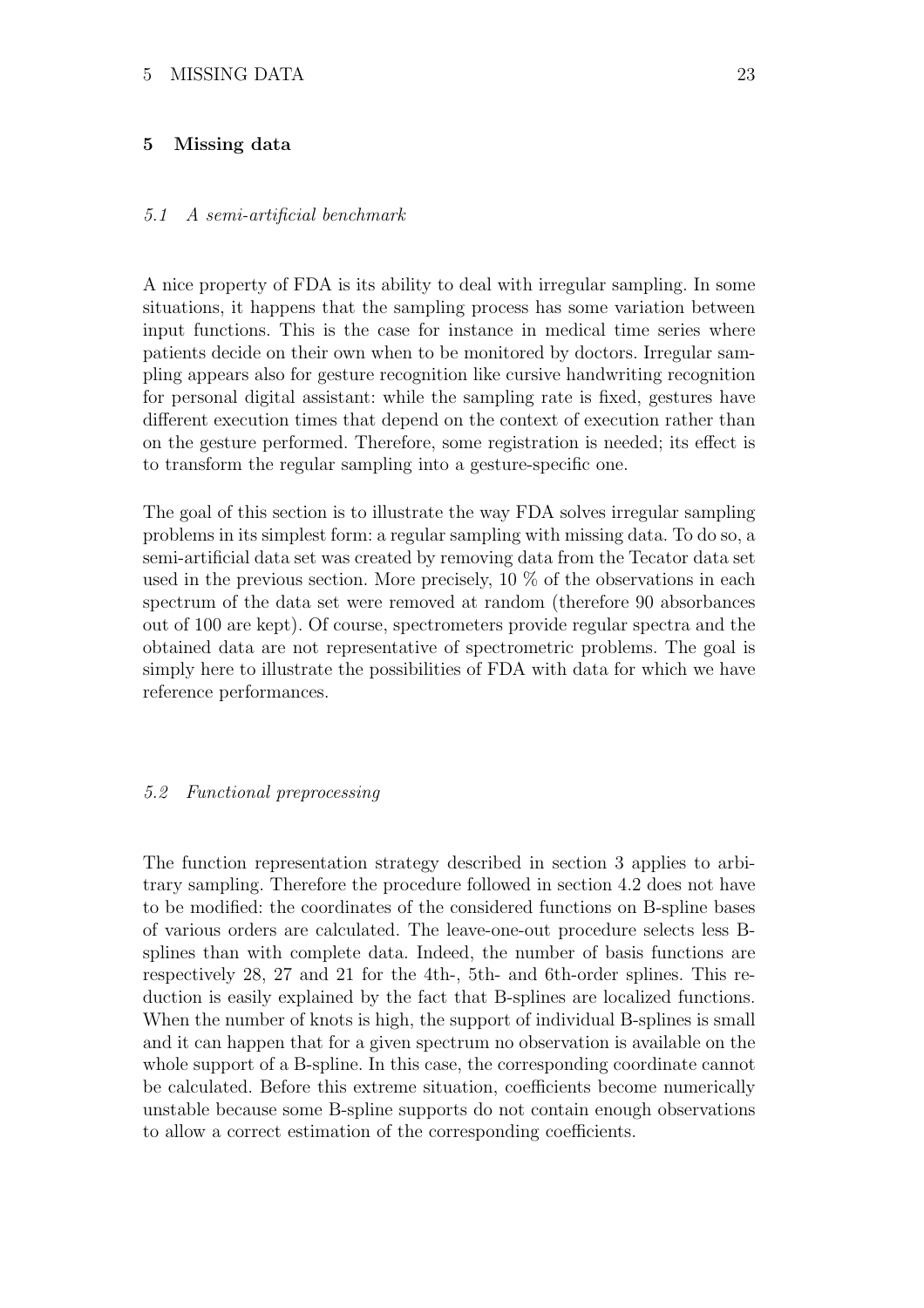## 5 Missing data

### 5.1 A semi-artificial benchmark

A nice property of FDA is its ability to deal with irregular sampling. In some situations, it happens that the sampling process has some variation between input functions. This is the case for instance in medical time series where patients decide on their own when to be monitored by doctors. Irregular sampling appears also for gesture recognition like cursive handwriting recognition for personal digital assistant: while the sampling rate is fixed, gestures have different execution times that depend on the context of execution rather than on the gesture performed. Therefore, some registration is needed; its effect is to transform the regular sampling into a gesture-specific one.

The goal of this section is to illustrate the way FDA solves irregular sampling problems in its simplest form: a regular sampling with missing data. To do so, a semi-artificial data set was created by removing data from the Tecator data set used in the previous section. More precisely, 10 % of the observations in each spectrum of the data set were removed at random (therefore 90 absorbances out of 100 are kept). Of course, spectrometers provide regular spectra and the obtained data are not representative of spectrometric problems. The goal is simply here to illustrate the possibilities of FDA with data for which we have reference performances.

### 5.2 Functional preprocessing

The function representation strategy described in section 3 applies to arbitrary sampling. Therefore the procedure followed in section 4.2 does not have to be modified: the coordinates of the considered functions on B-spline bases of various orders are calculated. The leave-one-out procedure selects less B-splines than with complete data. Indeed, the number of basis functions are respectively 28, 27 and 21 for the 4th-, 5th- and 6th-order splines. This reduction is easily explained by the fact that B-splines are localized functions. When the number of knots is high, the support of individual B-splines is small and it can happen that for a given spectrum no observation is available on the whole support of a B-spline. In this case, the corresponding coordinate cannot be calculated. Before this extreme situation, coefficients become numerically unstable because some B-spline supports do not contain enough observations to allow a correct estimation of the corresponding coefficients.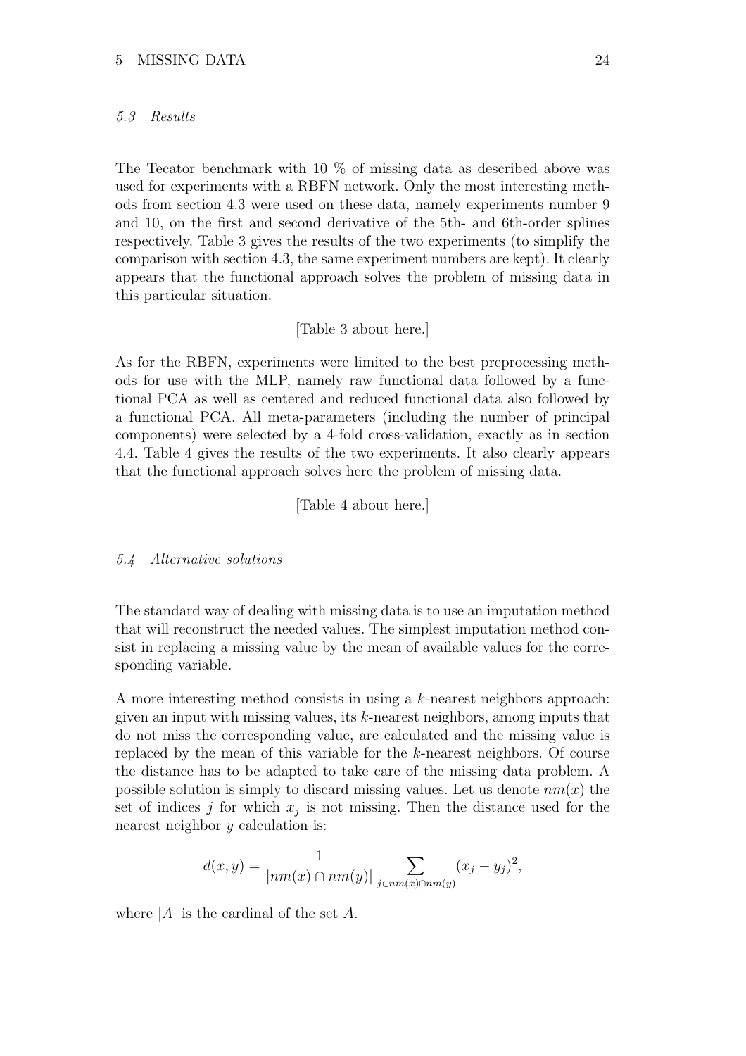### 5.3 Results

The Tecator benchmark with 10 % of missing data as described above was used for experiments with a RBFN network. Only the most interesting methods from section 4.3 were used on these data, namely experiments number 9 and 10, on the first and second derivative of the 5th- and 6th-order splines respectively. Table 3 gives the results of the two experiments (to simplify the comparison with section 4.3, the same experiment numbers are kept). It clearly appears that the functional approach solves the problem of missing data in this particular situation.

[Table 3 about here.]

As for the RBFN, experiments were limited to the best preprocessing methods for use with the MLP, namely raw functional data followed by a functional PCA as well as centered and reduced functional data also followed by a functional PCA. All meta-parameters (including the number of principal components) were selected by a 4-fold cross-validation, exactly as in section 4.4. Table 4 gives the results of the two experiments. It also clearly appears that the functional approach solves here the problem of missing data.

[Table 4 about here.]

### 5.4 Alternative solutions

The standard way of dealing with missing data is to use an imputation method that will reconstruct the needed values. The simplest imputation method consist in replacing a missing value by the mean of available values for the corresponding variable.

A more interesting method consists in using a $k$-nearest neighbors approach: given an input with missing values, its $k$-nearest neighbors, among inputs that do not miss the corresponding value, are calculated and the missing value is replaced by the mean of this variable for the $k$-nearest neighbors. Of course the distance has to be adapted to take care of the missing data problem. A possible solution is simply to discard missing values. Let us denote $nm(x)$ the set of indices $j$ for which $x_j$ is not missing. Then the distance used for the nearest neighbor $y$ calculation is:

$$d(x, y) = \frac{1}{|nm(x) \cap nm(y)|} \sum_{j \in nm(x) \cap nm(y)} (x_j - y_j)^2,$$

where $|A|$ is the cardinal of the set $A$.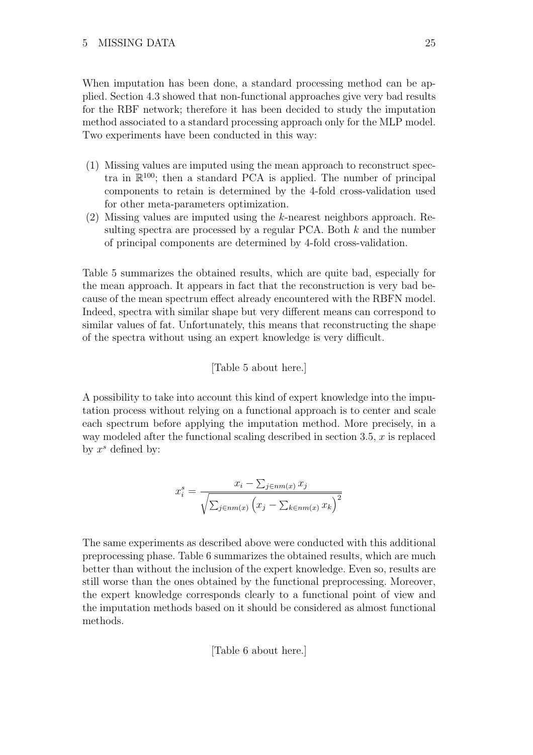When imputation has been done, a standard processing method can be applied. Section 4.3 showed that non-functional approaches give very bad results for the RBF network; therefore it has been decided to study the imputation method associated to a standard processing approach only for the MLP model. Two experiments have been conducted in this way:

(1) Missing values are imputed using the mean approach to reconstruct spectra in $\mathbb{R}^{100}$; then a standard PCA is applied. The number of principal components to retain is determined by the 4-fold cross-validation used for other meta-parameters optimization.
(2) Missing values are imputed using the $k$-nearest neighbors approach. Resulting spectra are processed by a regular PCA. Both $k$ and the number of principal components are determined by 4-fold cross-validation.

Table 5 summarizes the obtained results, which are quite bad, especially for the mean approach. It appears in fact that the reconstruction is very bad because of the mean spectrum effect already encountered with the RBFN model. Indeed, spectra with similar shape but very different means can correspond to similar values of fat. Unfortunately, this means that reconstructing the shape of the spectra without using an expert knowledge is very difficult.

[Table 5 about here.]

A possibility to take into account this kind of expert knowledge into the imputation process without relying on a functional approach is to center and scale each spectrum before applying the imputation method. More precisely, in a way modeled after the functional scaling described in section 3.5, $x$ is replaced by $x^s$ defined by:

$$x_i^s = \frac{x_i - \sum_{j \in nm(x)} x_j}{\sqrt{\sum_{j \in nm(x)} \left( x_j - \sum_{k \in nm(x)} x_k \right)^2}}$$

The same experiments as described above were conducted with this additional preprocessing phase. Table 6 summarizes the obtained results, which are much better than without the inclusion of the expert knowledge. Even so, results are still worse than the ones obtained by the functional preprocessing. Moreover, the expert knowledge corresponds clearly to a functional point of view and the imputation methods based on it should be considered as almost functional methods.

[Table 6 about here.]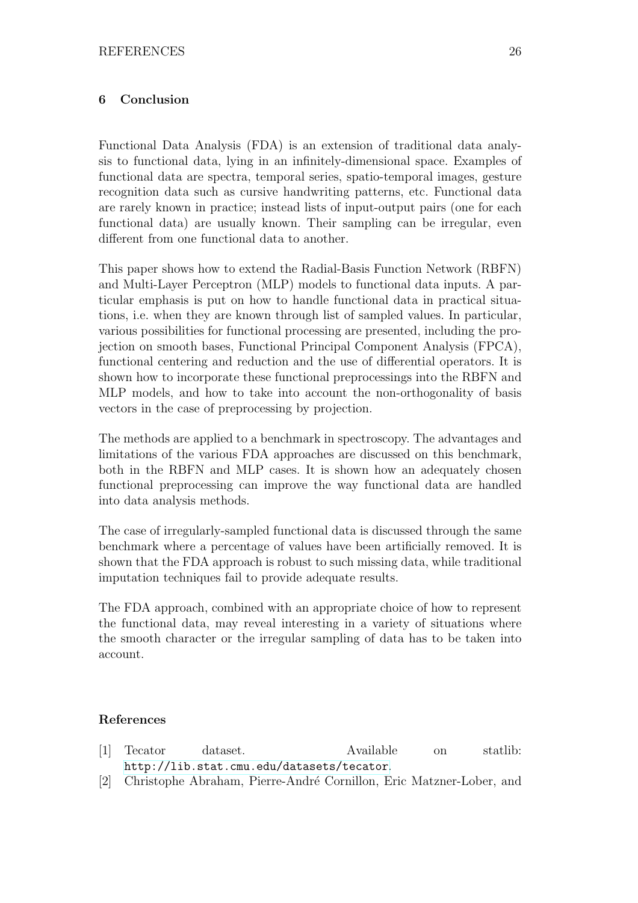## 6 Conclusion

Functional Data Analysis (FDA) is an extension of traditional data analysis to functional data, lying in an infinitely-dimensional space. Examples of functional data are spectra, temporal series, spatio-temporal images, gesture recognition data such as cursive handwriting patterns, etc. Functional data are rarely known in practice; instead lists of input-output pairs (one for each functional data) are usually known. Their sampling can be irregular, even different from one functional data to another.

This paper shows how to extend the Radial-Basis Function Network (RBFN) and Multi-Layer Perceptron (MLP) models to functional data inputs. A particular emphasis is put on how to handle functional data in practical situations, i.e. when they are known through list of sampled values. In particular, various possibilities for functional processing are presented, including the projection on smooth bases, Functional Principal Component Analysis (FPCA), functional centering and reduction and the use of differential operators. It is shown how to incorporate these functional preprocessings into the RBFN and MLP models, and how to take into account the non-orthogonality of basis vectors in the case of preprocessing by projection.

The methods are applied to a benchmark in spectroscopy. The advantages and limitations of the various FDA approaches are discussed on this benchmark, both in the RBFN and MLP cases. It is shown how an adequately chosen functional preprocessing can improve the way functional data are handled into data analysis methods.

The case of irregularly-sampled functional data is discussed through the same benchmark where a percentage of values have been artificially removed. It is shown that the FDA approach is robust to such missing data, while traditional imputation techniques fail to provide adequate results.

The FDA approach, combined with an appropriate choice of how to represent the functional data, may reveal interesting in a variety of situations where the smooth character or the irregular sampling of data has to be taken into account.

## References

[1] Tecator dataset. Available on statlib: http://lib.stat.cmu.edu/datasets/tecator.

[2] Christophe Abraham, Pierre-André Cornillon, Eric Matzner-Lober, and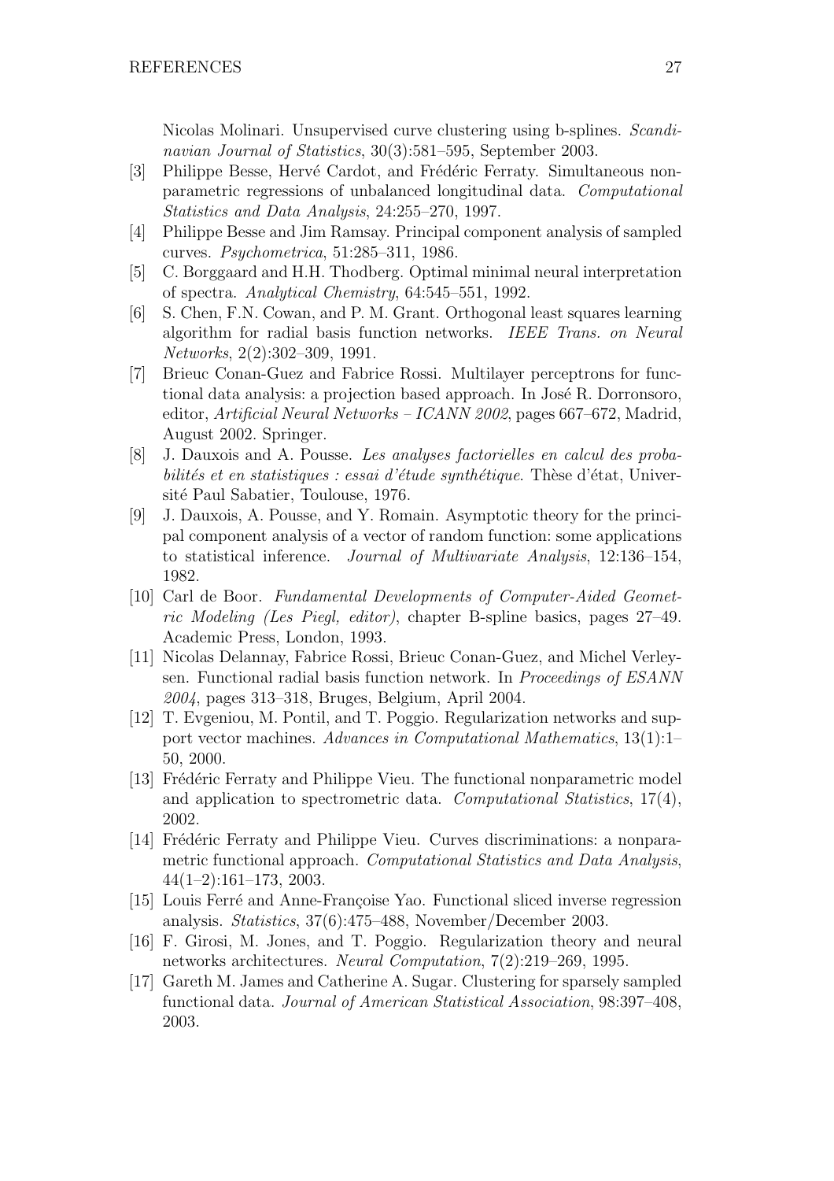Nicolas Molinari. Unsupervised curve clustering using b-splines. *Scandinavian Journal of Statistics*, 30(3):581–595, September 2003.

[3] Philippe Besse, Hervé Cardot, and Frédéric Ferraty. Simultaneous nonparametric regressions of unbalanced longitudinal data. *Computational Statistics and Data Analysis*, 24:255–270, 1997.

[4] Philippe Besse and Jim Ramsay. Principal component analysis of sampled curves. *Psychometrica*, 51:285–311, 1986.

[5] C. Borggaard and H.H. Thodberg. Optimal minimal neural interpretation of spectra. *Analytical Chemistry*, 64:545–551, 1992.

[6] S. Chen, F.N. Cowan, and P. M. Grant. Orthogonal least squares learning algorithm for radial basis function networks. *IEEE Trans. on Neural Networks*, 2(2):302–309, 1991.

[7] Brieuc Conan-Guez and Fabrice Rossi. Multilayer perceptrons for functional data analysis: a projection based approach. In José R. Dorronsoro, editor, *Artificial Neural Networks – ICANN 2002*, pages 667–672, Madrid, August 2002. Springer.

[8] J. Dauxois and A. Pousse. *Les analyses factorielles en calcul des probabilités et en statistiques : essai d'étude synthétique*. Thèse d'état, Université Paul Sabatier, Toulouse, 1976.

[9] J. Dauxois, A. Pousse, and Y. Romain. Asymptotic theory for the principal component analysis of a vector of random function: some applications to statistical inference. *Journal of Multivariate Analysis*, 12:136–154, 1982.

[10] Carl de Boor. *Fundamental Developments of Computer-Aided Geometric Modeling (Les Piegl, editor)*, chapter B-spline basics, pages 27–49. Academic Press, London, 1993.

[11] Nicolas Delannay, Fabrice Rossi, Brieuc Conan-Guez, and Michel Verleysen. Functional radial basis function network. In *Proceedings of ESANN 2004*, pages 313–318, Bruges, Belgium, April 2004.

[12] T. Evgeniou, M. Pontil, and T. Poggio. Regularization networks and support vector machines. *Advances in Computational Mathematics*, 13(1):1–50, 2000.

[13] Frédéric Ferraty and Philippe Vieu. The functional nonparametric model and application to spectrometric data. *Computational Statistics*, 17(4), 2002.

[14] Frédéric Ferraty and Philippe Vieu. Curves discriminations: a nonparametric functional approach. *Computational Statistics and Data Analysis*, 44(1–2):161–173, 2003.

[15] Louis Ferré and Anne-Françoise Yao. Functional sliced inverse regression analysis. *Statistics*, 37(6):475–488, November/December 2003.

[16] F. Girosi, M. Jones, and T. Poggio. Regularization theory and neural networks architectures. *Neural Computation*, 7(2):219–269, 1995.

[17] Gareth M. James and Catherine A. Sugar. Clustering for sparsely sampled functional data. *Journal of American Statistical Association*, 98:397–408, 2003.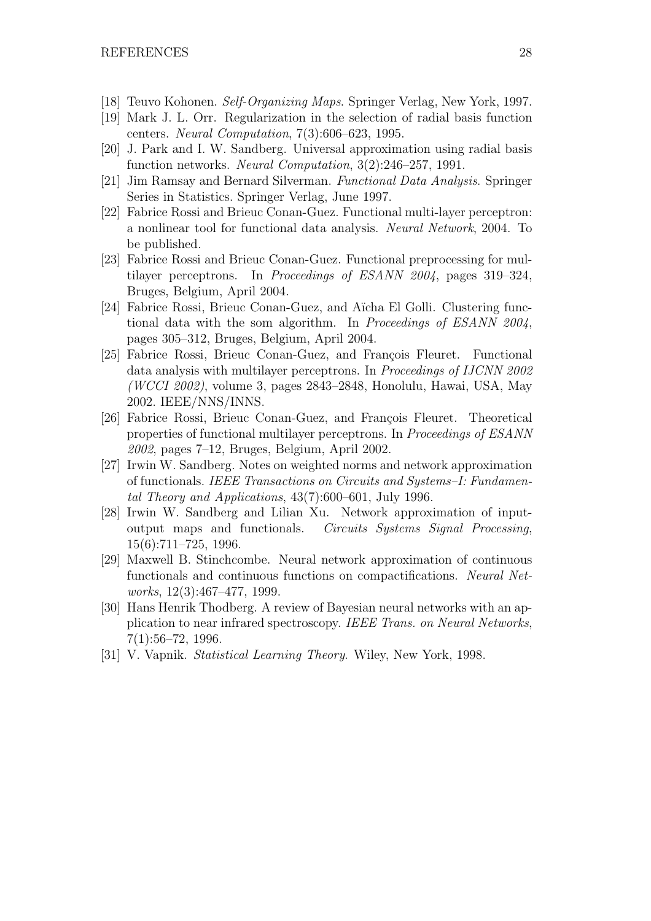[18] Teuvo Kohonen. *Self-Organizing Maps*. Springer Verlag, New York, 1997.

[19] Mark J. L. Orr. Regularization in the selection of radial basis function centers. *Neural Computation*, 7(3):606–623, 1995.

[20] J. Park and I. W. Sandberg. Universal approximation using radial basis function networks. *Neural Computation*, 3(2):246–257, 1991.

[21] Jim Ramsay and Bernard Silverman. *Functional Data Analysis*. Springer Series in Statistics. Springer Verlag, June 1997.

[22] Fabrice Rossi and Brieuc Conan-Guez. Functional multi-layer perceptron: a nonlinear tool for functional data analysis. *Neural Network*, 2004. To be published.

[23] Fabrice Rossi and Brieuc Conan-Guez. Functional preprocessing for multilayer perceptrons. In *Proceedings of ESANN 2004*, pages 319–324, Bruges, Belgium, April 2004.

[24] Fabrice Rossi, Brieuc Conan-Guez, and Aïcha El Golli. Clustering functional data with the som algorithm. In *Proceedings of ESANN 2004*, pages 305–312, Bruges, Belgium, April 2004.

[25] Fabrice Rossi, Brieuc Conan-Guez, and François Fleuret. Functional data analysis with multilayer perceptrons. In *Proceedings of IJCNN 2002 (WCCI 2002)*, volume 3, pages 2843–2848, Honolulu, Hawai, USA, May 2002. IEEE/NNS/INNS.

[26] Fabrice Rossi, Brieuc Conan-Guez, and François Fleuret. Theoretical properties of functional multilayer perceptrons. In *Proceedings of ESANN 2002*, pages 7–12, Bruges, Belgium, April 2002.

[27] Irwin W. Sandberg. Notes on weighted norms and network approximation of functionals. *IEEE Transactions on Circuits and Systems–I: Fundamental Theory and Applications*, 43(7):600–601, July 1996.

[28] Irwin W. Sandberg and Lilian Xu. Network approximation of input-output maps and functionals. *Circuits Systems Signal Processing*, 15(6):711–725, 1996.

[29] Maxwell B. Stinchcombe. Neural network approximation of continuous functionals and continuous functions on compactifications. *Neural Networks*, 12(3):467–477, 1999.

[30] Hans Henrik Thodberg. A review of Bayesian neural networks with an application to near infrared spectroscopy. *IEEE Trans. on Neural Networks*, 7(1):56–72, 1996.

[31] V. Vapnik. *Statistical Learning Theory*. Wiley, New York, 1998.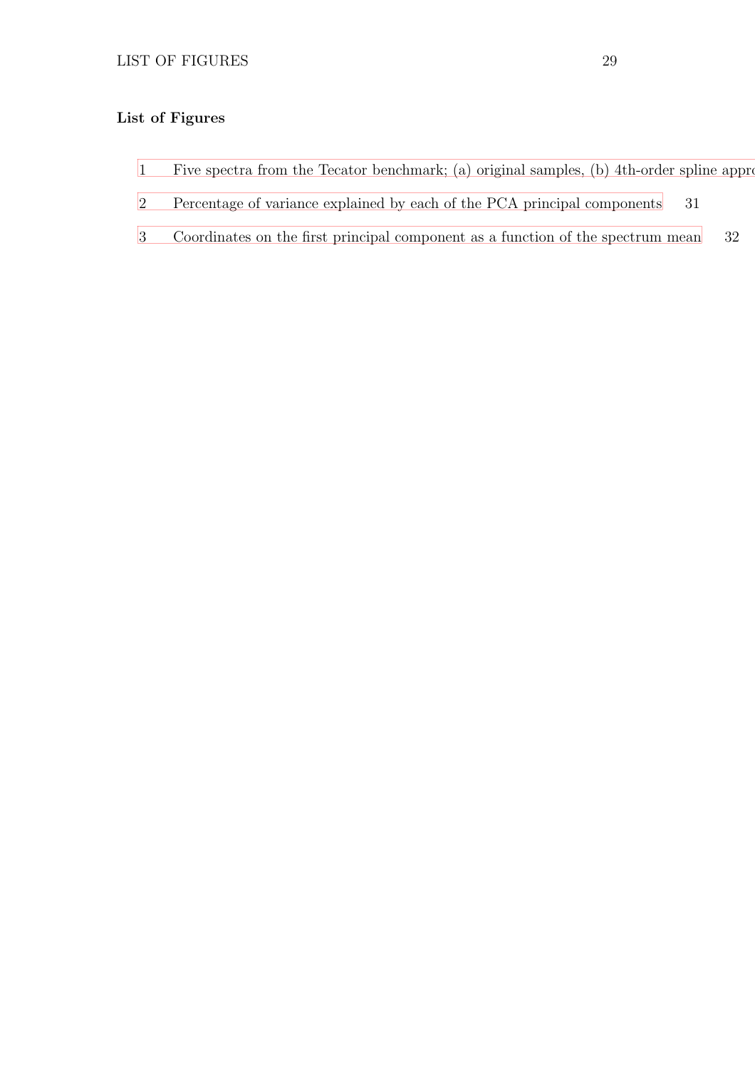## List of Figures

1 Five spectra from the Tecator benchmark; (a) original samples, (b) 4th-order spline appro

2 Percentage of variance explained by each of the PCA principal components 31

3 Coordinates on the first principal component as a function of the spectrum mean 32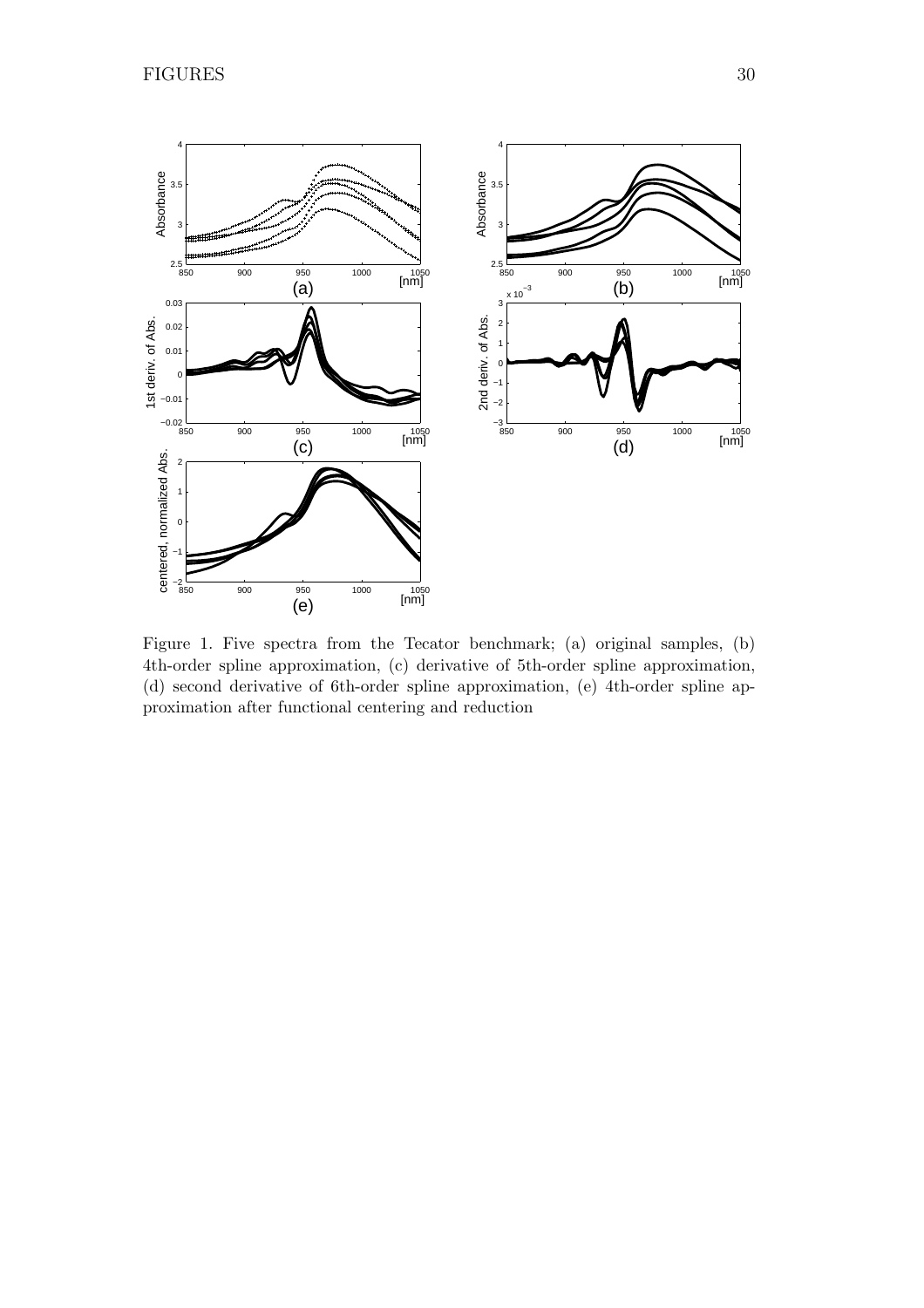Absorbance
4
3.5
3
2.5
850 900 950 1000 1050
[nm]
(a)

Absorbance
4
3.5
3
2.5
850 900 950 1000 1050
[nm]
(b)

1st deriv. of Abs.
0.03
0.02
0.01
0
−0.01
−0.02
850 900 950 1000 1050
[nm]
(c)

2nd deriv. of Abs.
x 10^−3
3
2
1
0
−1
−2
−3
850 900 950 1000 1050
[nm]
(d)

centered, normalized Abs.
2
1
0
−1
−2
850 900 950 1000 1050
[nm]
(e)

Figure 1. Five spectra from the Tecator benchmark; (a) original samples, (b) 4th-order spline approximation, (c) derivative of 5th-order spline approximation, (d) second derivative of 6th-order spline approximation, (e) 4th-order spline approximation after functional centering and reduction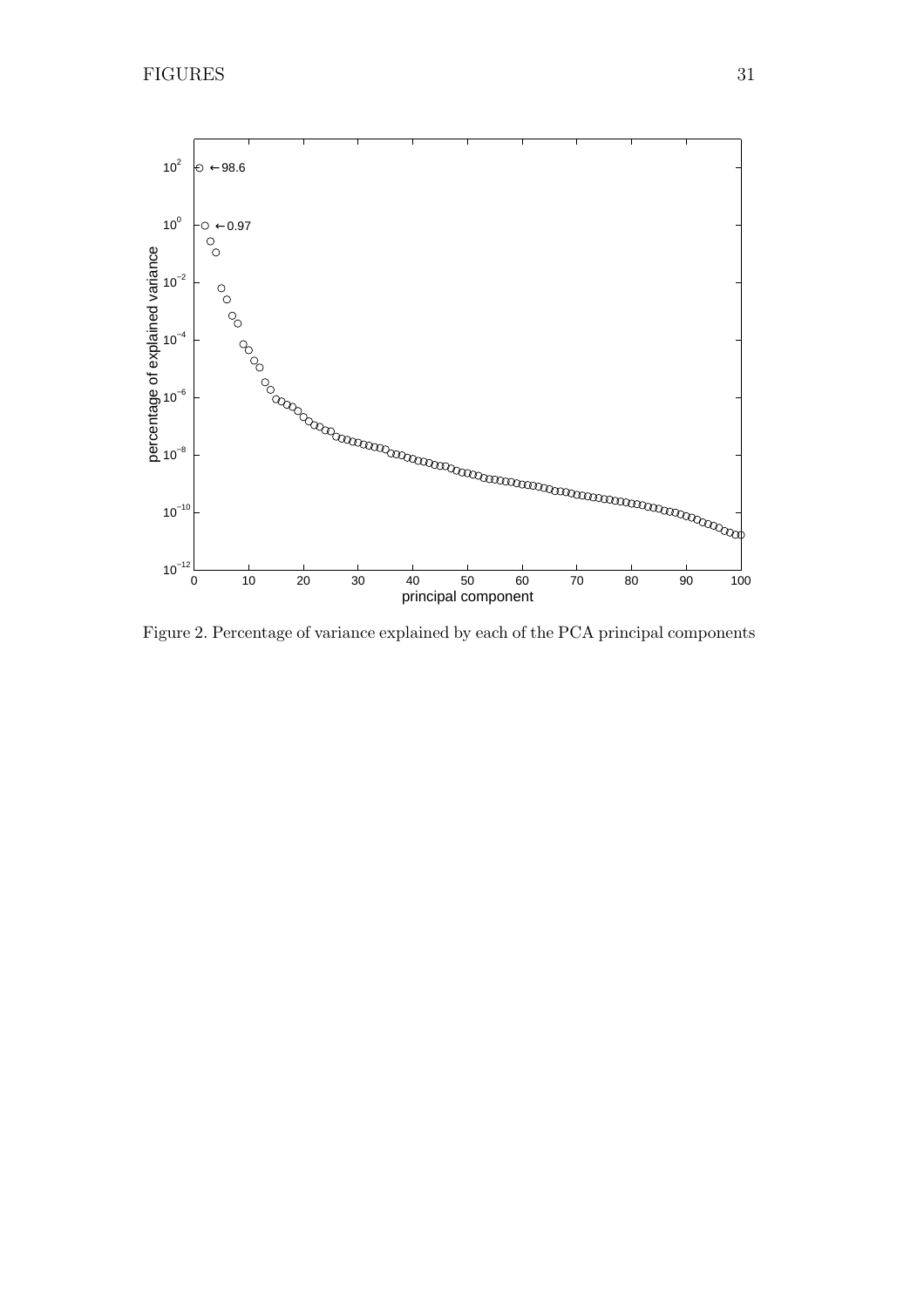$10^{2}$

$10^{0}$

$10^{-2}$

$10^{-4}$

$10^{-6}$

$10^{-8}$

$10^{-10}$

$10^{-12}$

← 98.6

← 0.97

percentage of explained variance

0 10 20 30 40 50 60 70 80 90 100

principal component

Figure 2. Percentage of variance explained by each of the PCA principal components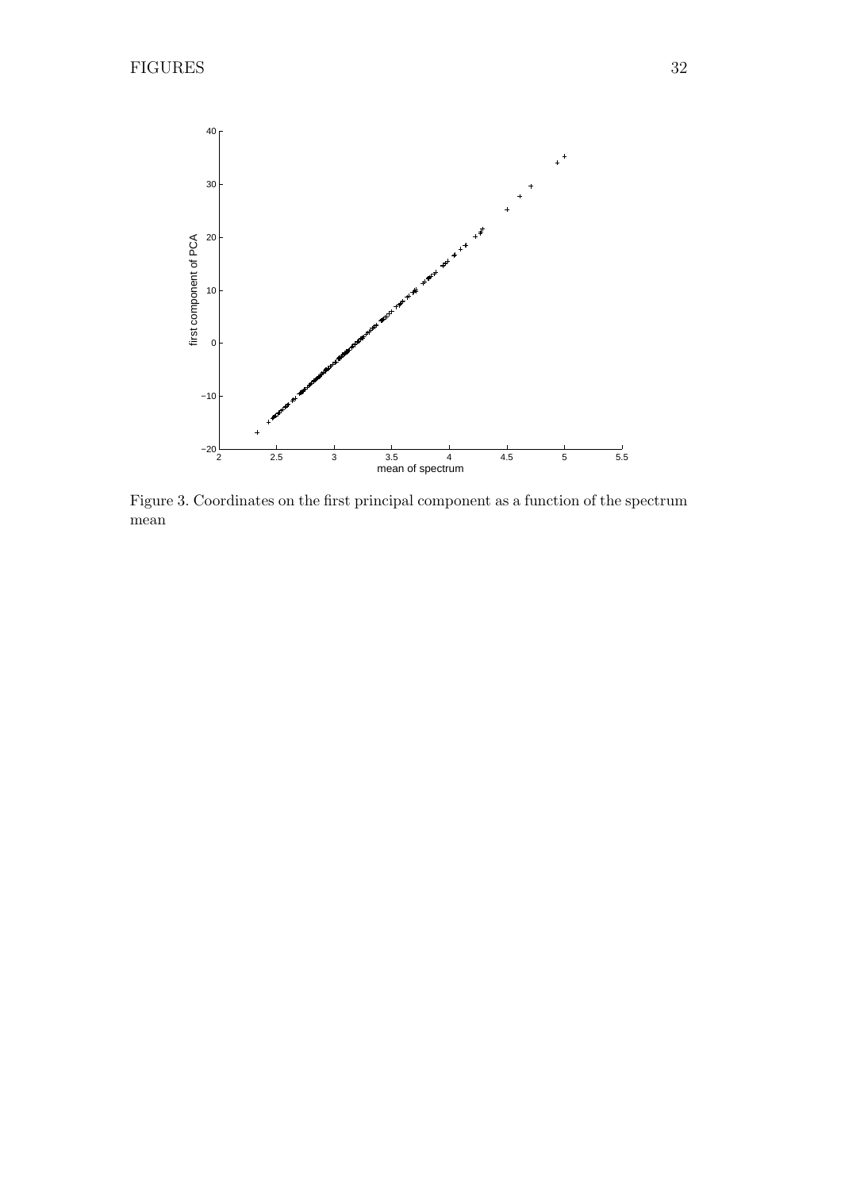40

30

20

10

0

−10

−20

first component of PCA

2 2.5 3 3.5 4 4.5 5 5.5

mean of spectrum

Figure 3. Coordinates on the first principal component as a function of the spectrum mean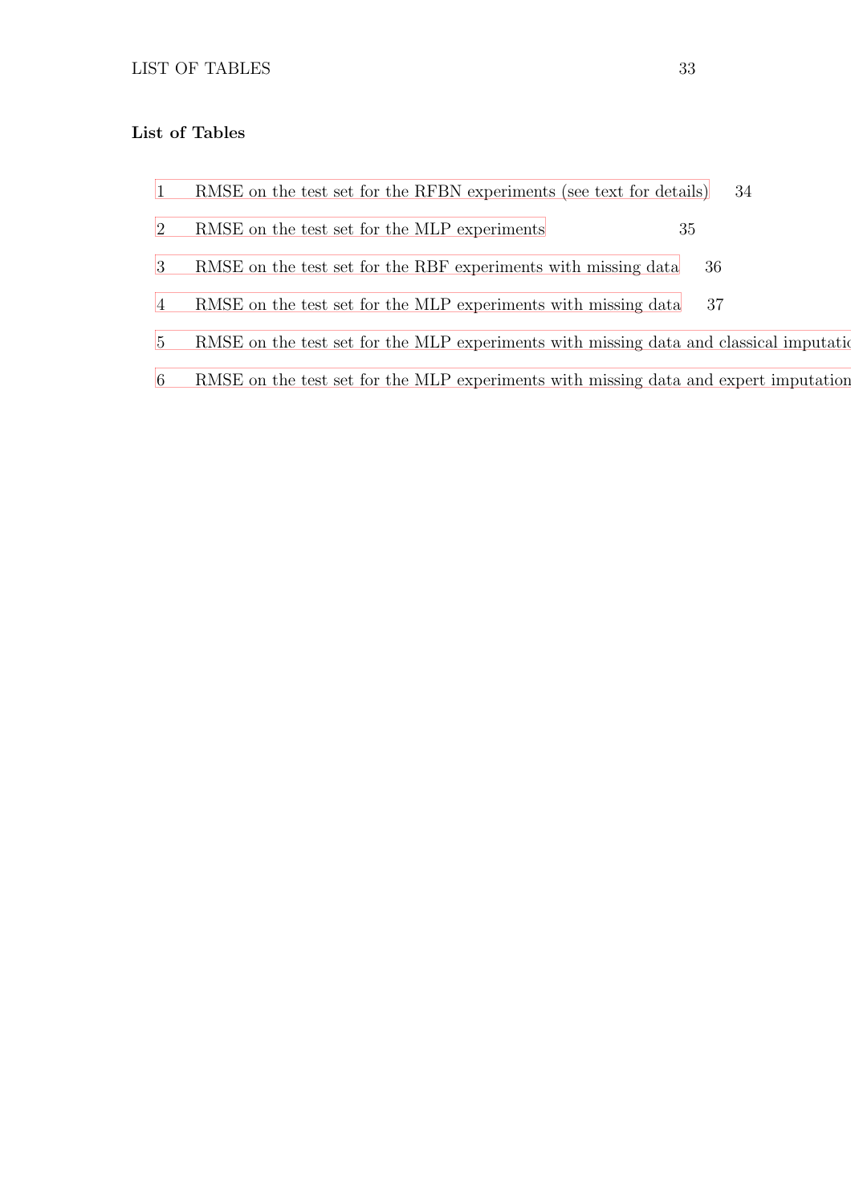## List of Tables

1 RMSE on the test set for the RFBN experiments (see text for details) 34

2 RMSE on the test set for the MLP experiments 35

3 RMSE on the test set for the RBF experiments with missing data 36

4 RMSE on the test set for the MLP experiments with missing data 37

5 RMSE on the test set for the MLP experiments with missing data and classical imputatio

6 RMSE on the test set for the MLP experiments with missing data and expert imputation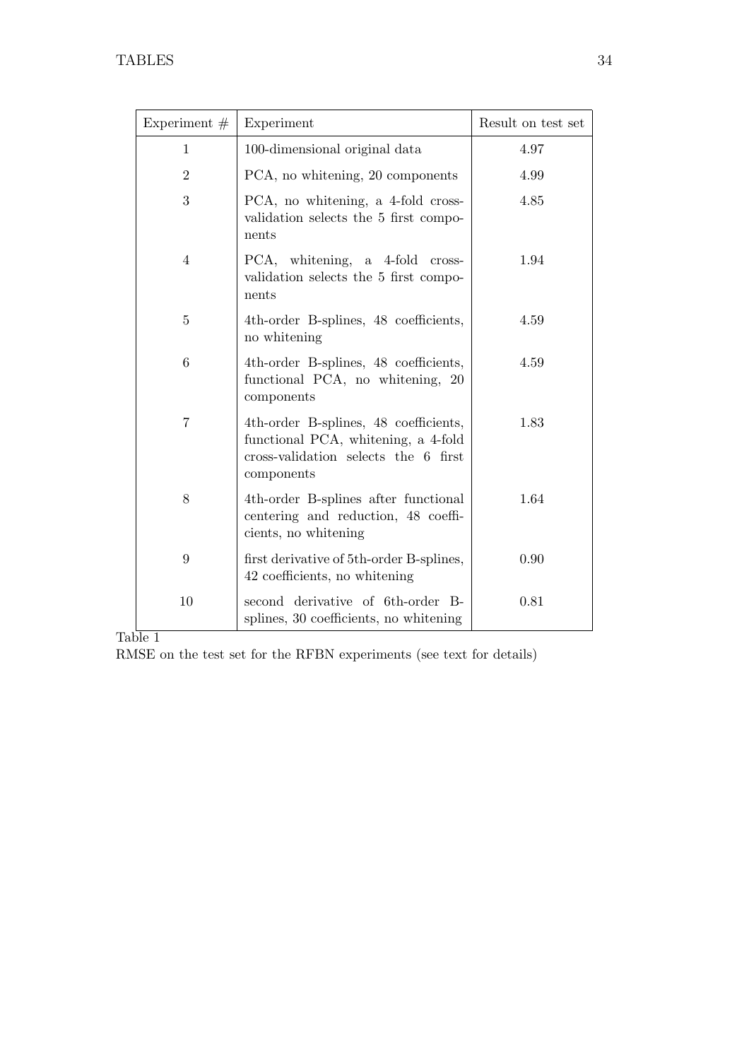| Experiment # | Experiment | Result on test set |
|---|---|---|
| 1 | 100-dimensional original data | 4.97 |
| 2 | PCA, no whitening, 20 components | 4.99 |
| 3 | PCA, no whitening, a 4-fold cross-validation selects the 5 first components | 4.85 |
| 4 | PCA, whitening, a 4-fold cross-validation selects the 5 first components | 1.94 |
| 5 | 4th-order B-splines, 48 coefficients, no whitening | 4.59 |
| 6 | 4th-order B-splines, 48 coefficients, functional PCA, no whitening, 20 components | 4.59 |
| 7 | 4th-order B-splines, 48 coefficients, functional PCA, whitening, a 4-fold cross-validation selects the 6 first components | 1.83 |
| 8 | 4th-order B-splines after functional centering and reduction, 48 coefficients, no whitening | 1.64 |
| 9 | first derivative of 5th-order B-splines, 42 coefficients, no whitening | 0.90 |
| 10 | second derivative of 6th-order B-splines, 30 coefficients, no whitening | 0.81 |

Table 1

RMSE on the test set for the RFBN experiments (see text for details)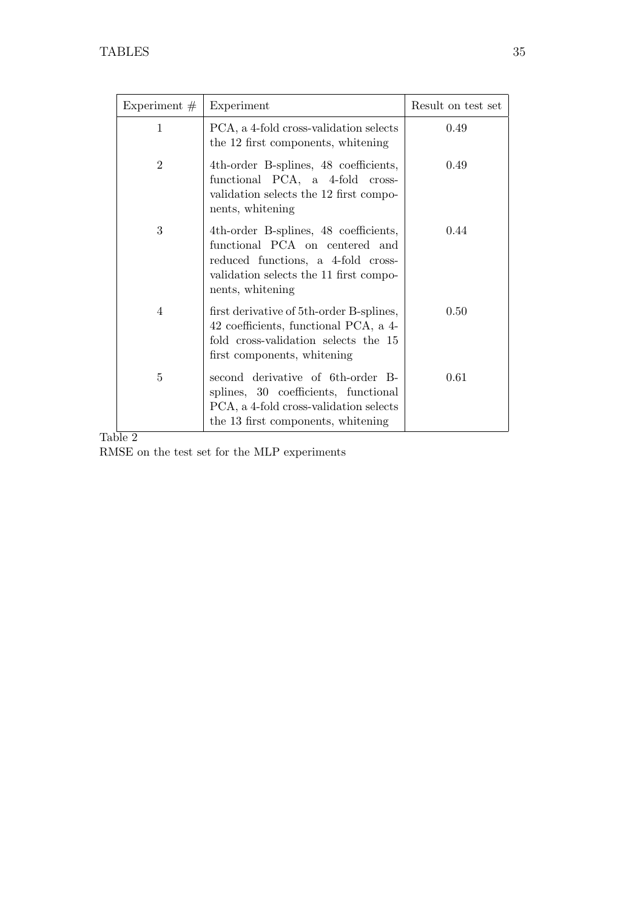| Experiment # | Experiment | Result on test set |
|---|---|---|
| 1 | PCA, a 4-fold cross-validation selects the 12 first components, whitening | 0.49 |
| 2 | 4th-order B-splines, 48 coefficients, functional PCA, a 4-fold cross-validation selects the 12 first components, whitening | 0.49 |
| 3 | 4th-order B-splines, 48 coefficients, functional PCA on centered and reduced functions, a 4-fold cross-validation selects the 11 first components, whitening | 0.44 |
| 4 | first derivative of 5th-order B-splines, 42 coefficients, functional PCA, a 4-fold cross-validation selects the 15 first components, whitening | 0.50 |
| 5 | second derivative of 6th-order B-splines, 30 coefficients, functional PCA, a 4-fold cross-validation selects the 13 first components, whitening | 0.61 |

Table 2

RMSE on the test set for the MLP experiments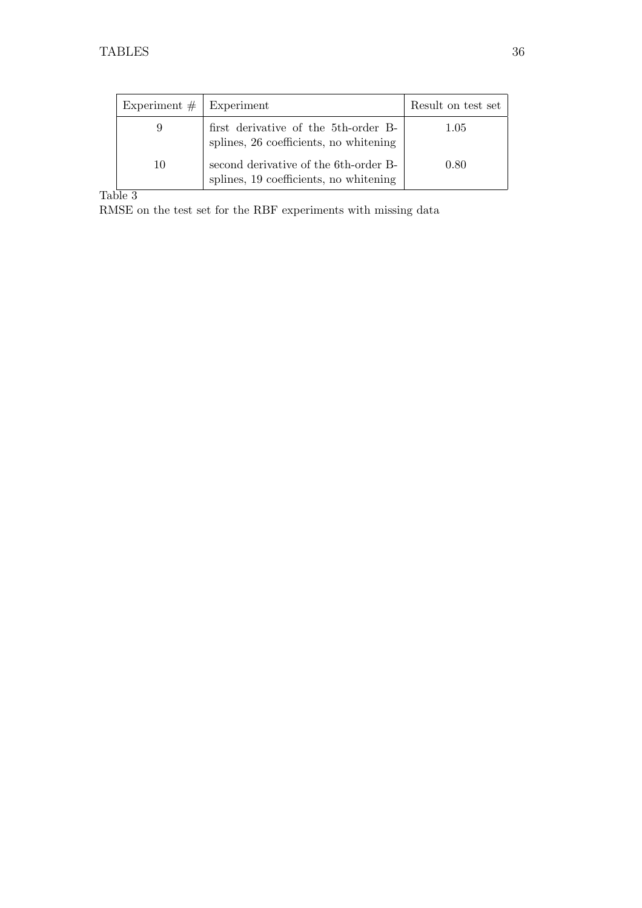| Experiment # | Experiment | Result on test set |
|---|---|---|
| 9 | first derivative of the 5th-order B-splines, 26 coefficients, no whitening | 1.05 |
| 10 | second derivative of the 6th-order B-splines, 19 coefficients, no whitening | 0.80 |

Table 3

RMSE on the test set for the RBF experiments with missing data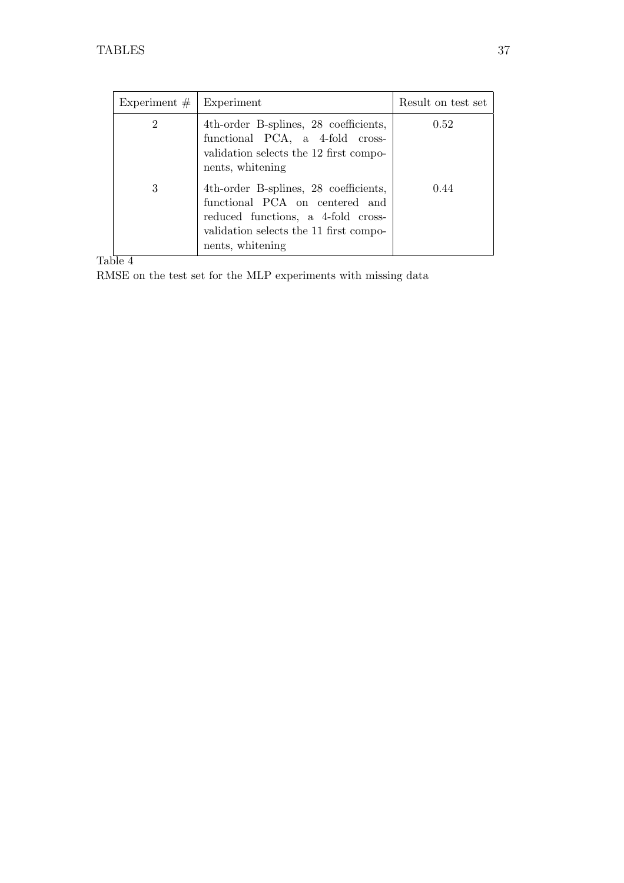| Experiment # | Experiment | Result on test set |
|---|---|---|
| 2 | 4th-order B-splines, 28 coefficients, functional PCA, a 4-fold cross-validation selects the 12 first components, whitening | 0.52 |
| 3 | 4th-order B-splines, 28 coefficients, functional PCA on centered and reduced functions, a 4-fold cross-validation selects the 11 first components, whitening | 0.44 |

Table 4

RMSE on the test set for the MLP experiments with missing data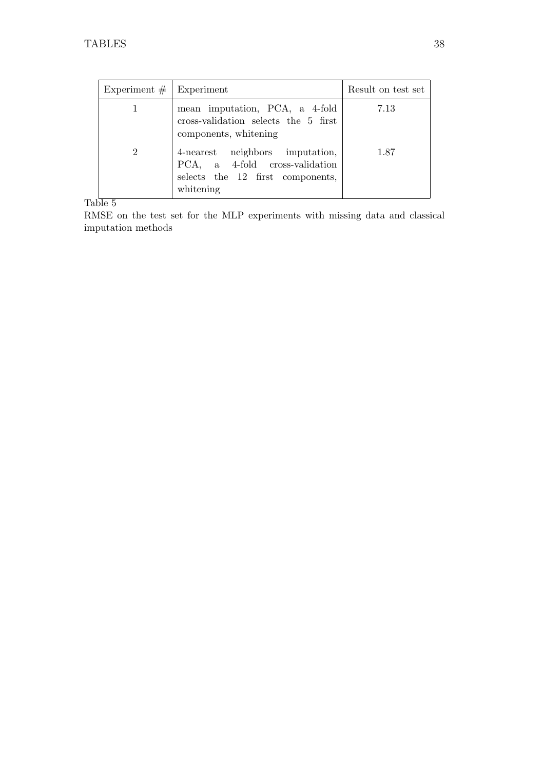| Experiment # | Experiment | Result on test set |
|---|---|---|
| 1 | mean imputation, PCA, a 4-fold cross-validation selects the 5 first components, whitening | 7.13 |
| 2 | 4-nearest neighbors imputation, PCA, a 4-fold cross-validation selects the 12 first components, whitening | 1.87 |

Table 5

RMSE on the test set for the MLP experiments with missing data and classical imputation methods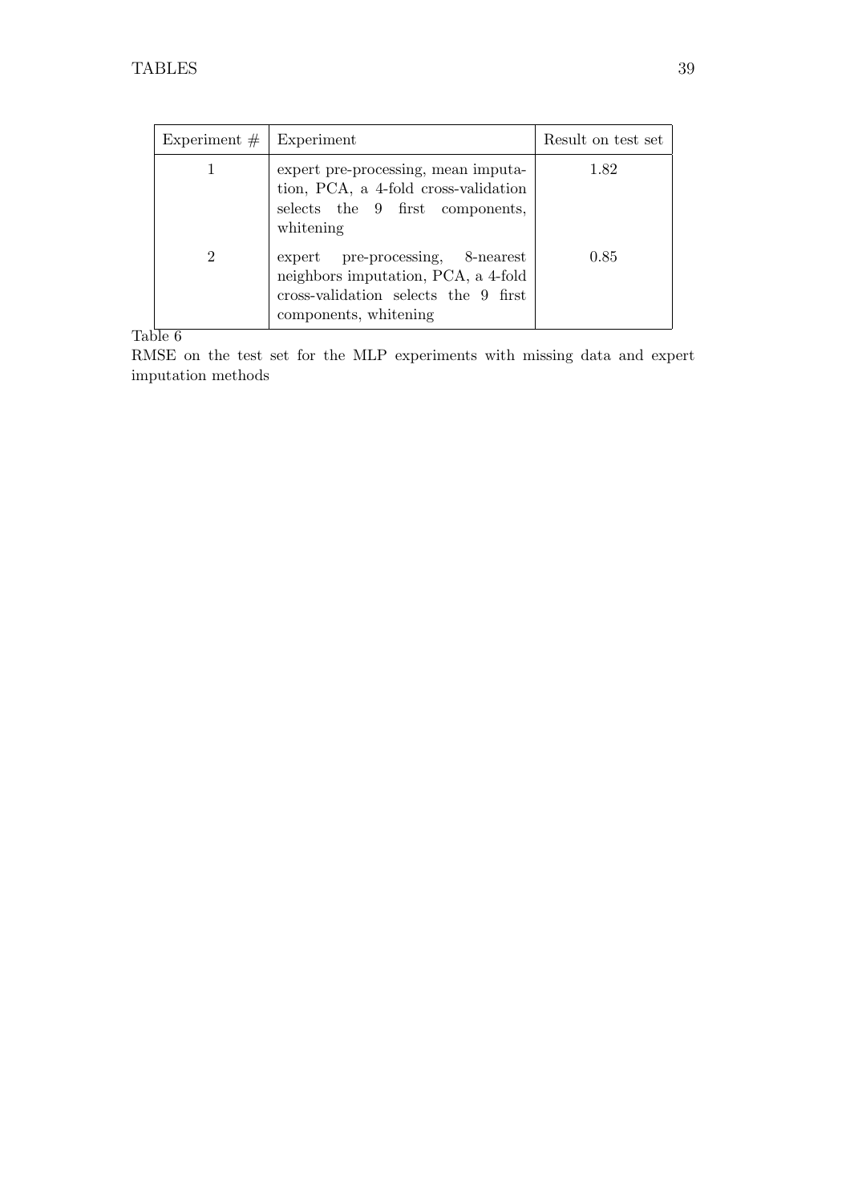| Experiment # | Experiment | Result on test set |
|---|---|---|
| 1 | expert pre-processing, mean imputation, PCA, a 4-fold cross-validation selects the 9 first components, whitening | 1.82 |
| 2 | expert pre-processing, 8-nearest neighbors imputation, PCA, a 4-fold cross-validation selects the 9 first components, whitening | 0.85 |

Table 6

RMSE on the test set for the MLP experiments with missing data and expert imputation methods